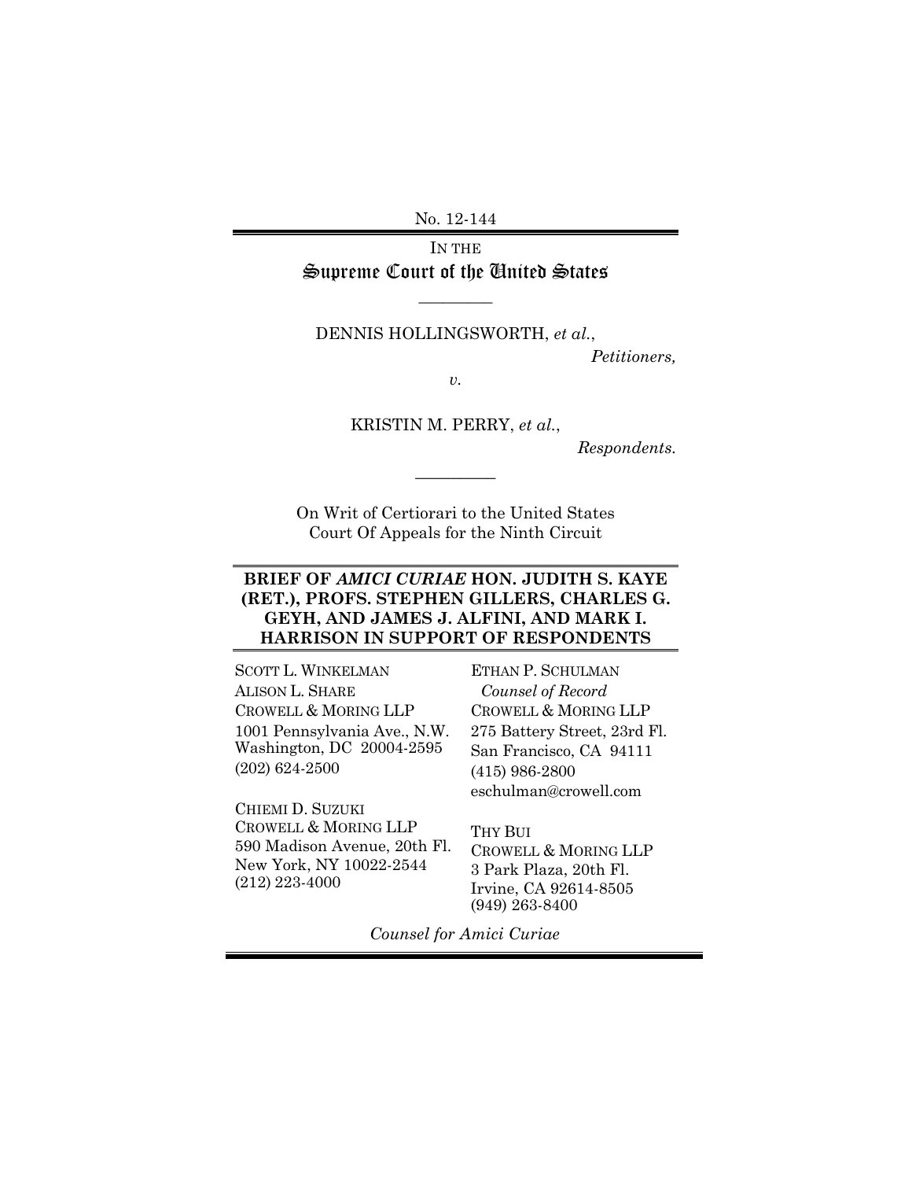No. 12-144

IN THE

# Supreme Court of the United States

---

DENNIS HOLLINGSWORTH, *et al.*,

*Petitioners,*

*v.*

KRISTIN M. PERRY, *et al.*,

*Respondents.*

---

On Writ of Certiorari to the United States Court Of Appeals for the Ninth Circuit

---

**BRIEF OF *AMICI CURIAE* HON. JUDITH S. KAYE (RET.), PROFS. STEPHEN GILLERS, CHARLES G. GEYH, AND JAMES J. ALFINI, AND MARK I. HARRISON IN SUPPORT OF RESPONDENTS**

---

SCOTT L. WINKELMAN
ALISON L. SHARE
CROWELL & MORING LLP
1001 Pennsylvania Ave., N.W.
Washington, DC 20004-2595
(202) 624-2500

CHIEMI D. SUZUKI
CROWELL & MORING LLP
590 Madison Avenue, 20th Fl.
New York, NY 10022-2544
(212) 223-4000

ETHAN P. SCHULMAN
*Counsel of Record*
CROWELL & MORING LLP
275 Battery Street, 23rd Fl.
San Francisco, CA 94111
(415) 986-2800
eschulman@crowell.com

THY BUI
CROWELL & MORING LLP
3 Park Plaza, 20th Fl.
Irvine, CA 92614-8505
(949) 263-8400

*Counsel for Amici Curiae*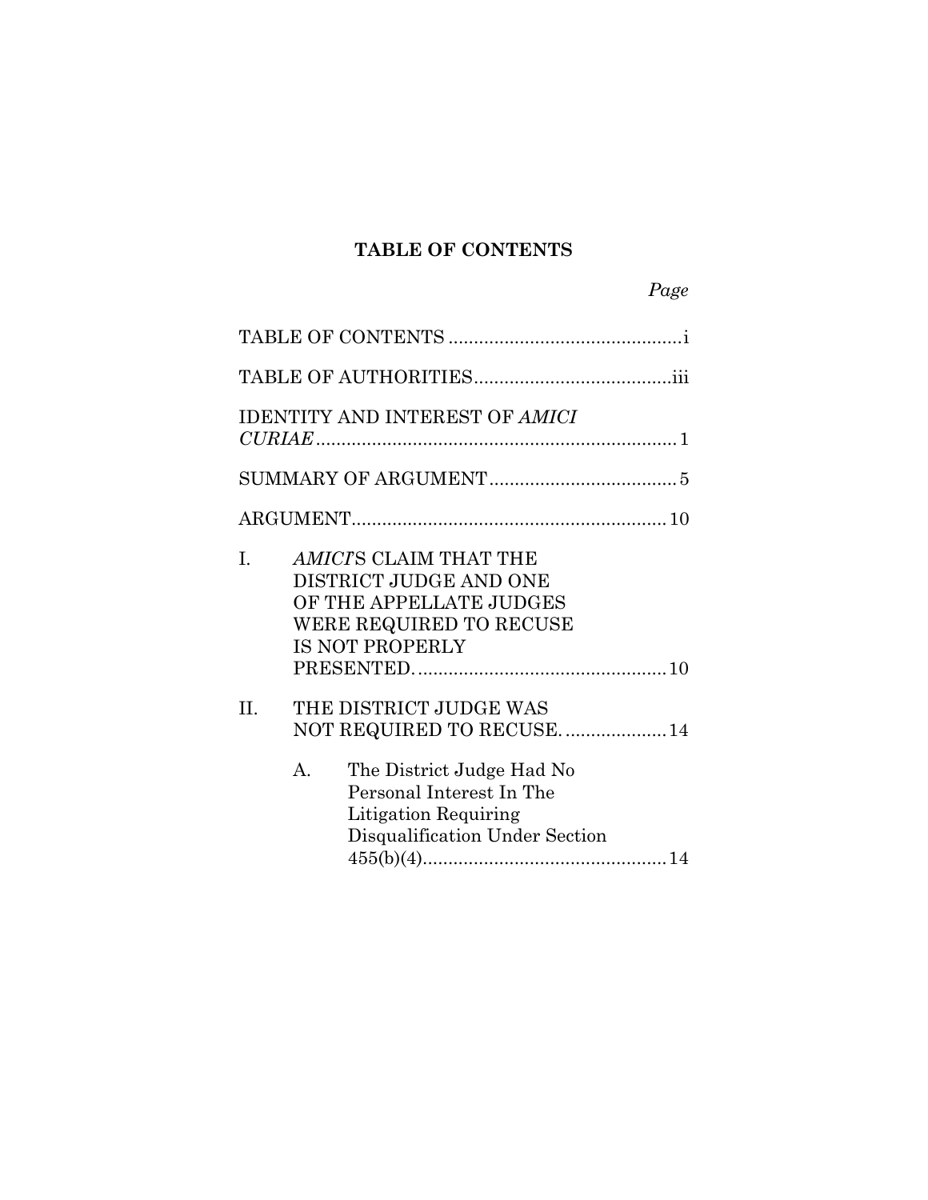## TABLE OF CONTENTS

*Page*

TABLE OF CONTENTS ............................................. i

TABLE OF AUTHORITIES ....................................... iii

IDENTITY AND INTEREST OF *AMICI CURIAE* ....................................................................... 1

SUMMARY OF ARGUMENT ..................................... 5

ARGUMENT ............................................................. 10

I. *AMICI*'S CLAIM THAT THE DISTRICT JUDGE AND ONE OF THE APPELLATE JUDGES WERE REQUIRED TO RECUSE IS NOT PROPERLY PRESENTED. ................................................. 10

II. THE DISTRICT JUDGE WAS NOT REQUIRED TO RECUSE. .................... 14

   A. The District Judge Had No Personal Interest In The Litigation Requiring Disqualification Under Section 455(b)(4)................................................ 14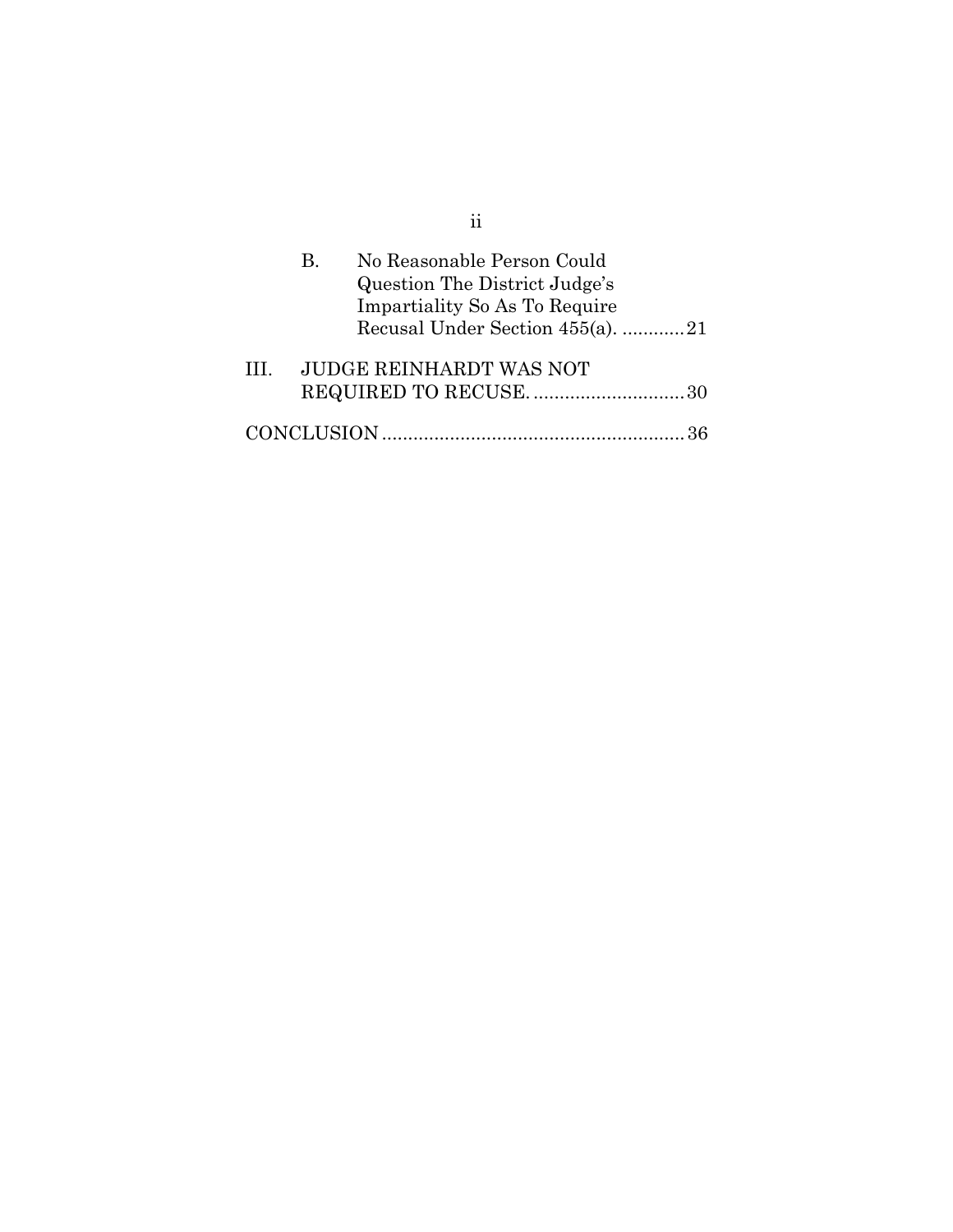B. No Reasonable Person Could Question The District Judge's Impartiality So As To Require Recusal Under Section 455(a). ............21

III. JUDGE REINHARDT WAS NOT REQUIRED TO RECUSE. .............................30

CONCLUSION ..........................................................36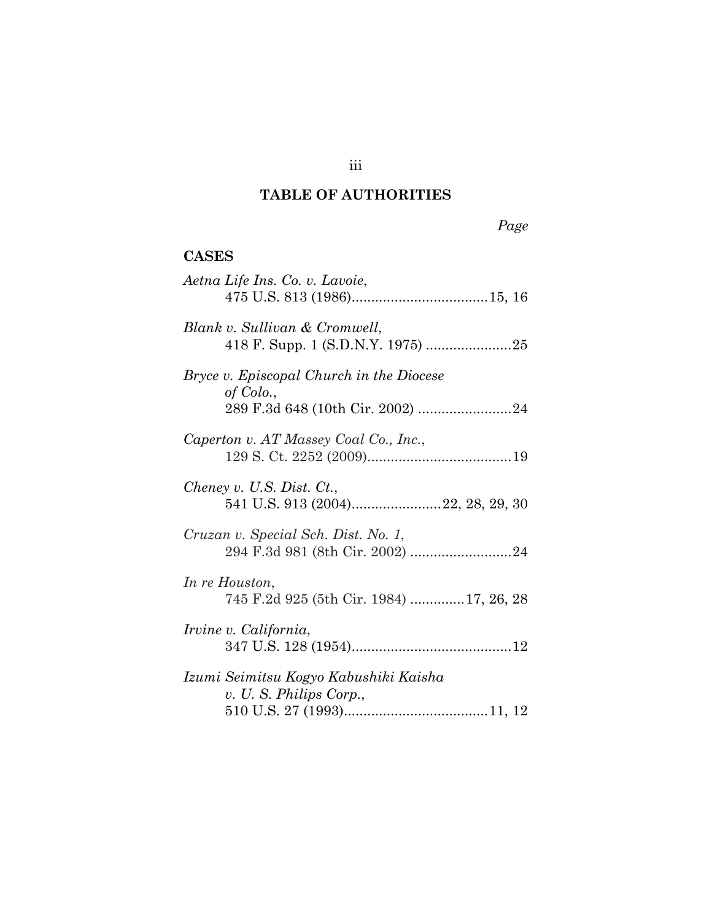# TABLE OF AUTHORITIES

*Page*

## CASES

*Aetna Life Ins. Co. v. Lavoie*, 475 U.S. 813 (1986)....................................15, 16

*Blank v. Sullivan & Cromwell*, 418 F. Supp. 1 (S.D.N.Y. 1975) ......................25

*Bryce v. Episcopal Church in the Diocese of Colo.*, 289 F.3d 648 (10th Cir. 2002) ........................24

*Caperton v. AT Massey Coal Co., Inc.*, 129 S. Ct. 2252 (2009).....................................19

*Cheney v. U.S. Dist. Ct.*, 541 U.S. 913 (2004).......................22, 28, 29, 30

*Cruzan v. Special Sch. Dist. No. 1*, 294 F.3d 981 (8th Cir. 2002) ..........................24

*In re Houston*, 745 F.2d 925 (5th Cir. 1984) .............17, 26, 28

*Irvine v. California*, 347 U.S. 128 (1954).........................................12

*Izumi Seimitsu Kogyo Kabushiki Kaisha v. U. S. Philips Corp.*, 510 U.S. 27 (1993).....................................11, 12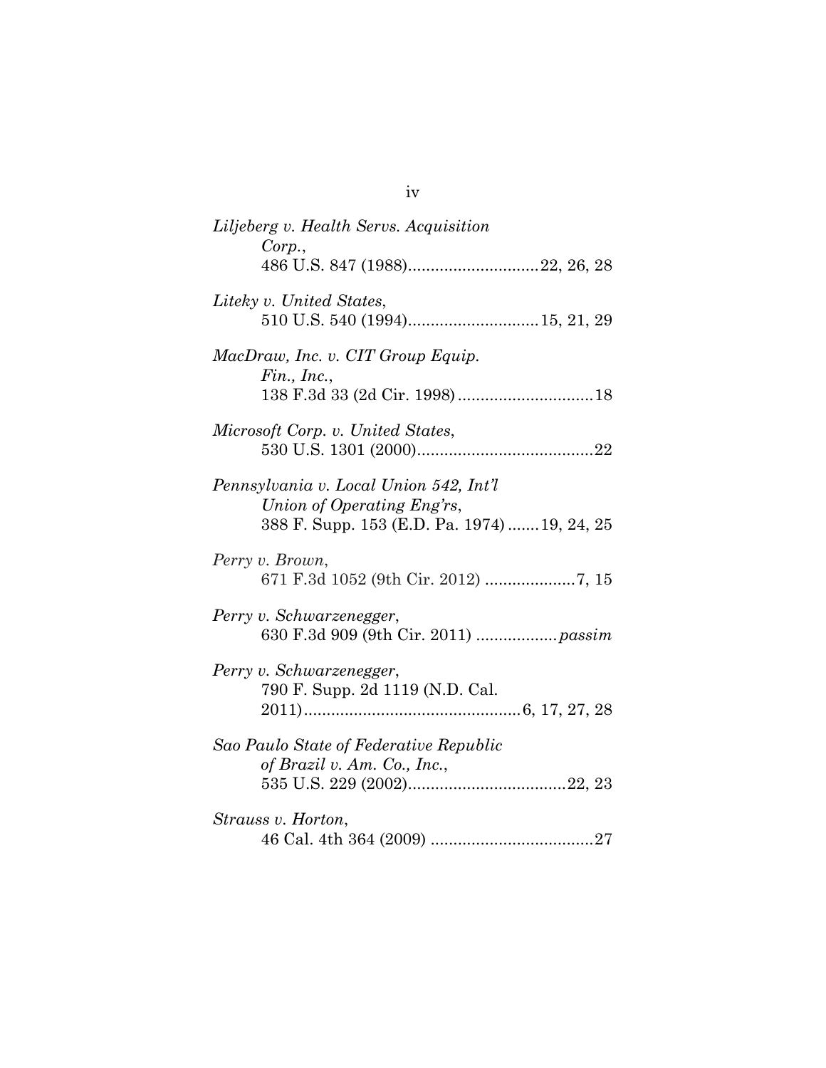*Liljeberg v. Health Servs. Acquisition Corp.*,
486 U.S. 847 (1988)............................22, 26, 28

*Liteky v. United States*,
510 U.S. 540 (1994)............................15, 21, 29

*MacDraw, Inc. v. CIT Group Equip. Fin., Inc.*,
138 F.3d 33 (2d Cir. 1998).............................18

*Microsoft Corp. v. United States*,
530 U.S. 1301 (2000).......................................22

*Pennsylvania v. Local Union 542, Int'l Union of Operating Eng'rs*,
388 F. Supp. 153 (E.D. Pa. 1974).......19, 24, 25

*Perry v. Brown*,
671 F.3d 1052 (9th Cir. 2012) ....................7, 15

*Perry v. Schwarzenegger*,
630 F.3d 909 (9th Cir. 2011) ..................*passim*

*Perry v. Schwarzenegger*,
790 F. Supp. 2d 1119 (N.D. Cal. 2011)...............................................6, 17, 27, 28

*Sao Paulo State of Federative Republic of Brazil v. Am. Co., Inc.*,
535 U.S. 229 (2002)...................................22, 23

*Strauss v. Horton*,
46 Cal. 4th 364 (2009) ....................................27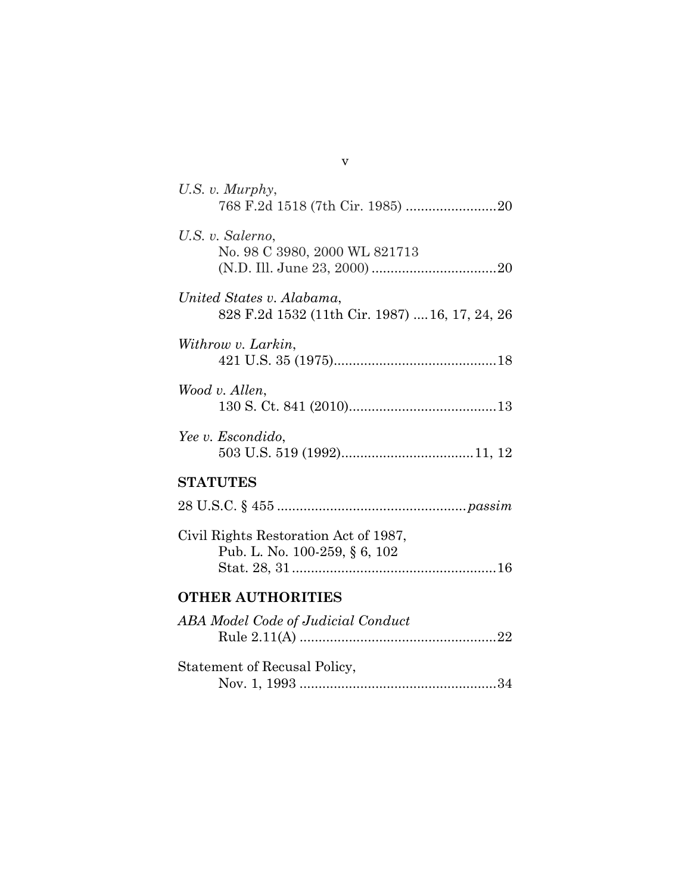*U.S. v. Murphy*,
768 F.2d 1518 (7th Cir. 1985) ........................20

*U.S. v. Salerno*,
No. 98 C 3980, 2000 WL 821713
(N.D. Ill. June 23, 2000) .................................20

*United States v. Alabama*,
828 F.2d 1532 (11th Cir. 1987) ....16, 17, 24, 26

*Withrow v. Larkin*,
421 U.S. 35 (1975)...........................................18

*Wood v. Allen*,
130 S. Ct. 841 (2010).......................................13

*Yee v. Escondido*,
503 U.S. 519 (1992)...................................11, 12

**STATUTES**

28 U.S.C. § 455 .................................................*passim*

Civil Rights Restoration Act of 1987,
Pub. L. No. 100-259, § 6, 102
Stat. 28, 31......................................................16

**OTHER AUTHORITIES**

*ABA Model Code of Judicial Conduct*
Rule 2.11(A) ....................................................22

Statement of Recusal Policy,
Nov. 1, 1993 ....................................................34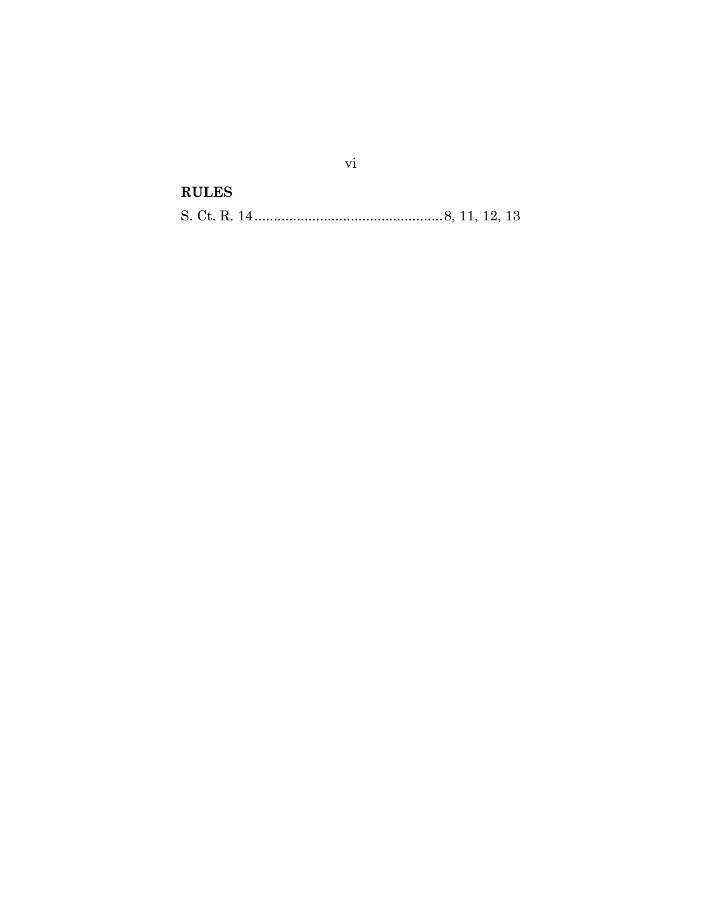**RULES**

S. Ct. R. 14 .................................................. 8, 11, 12, 13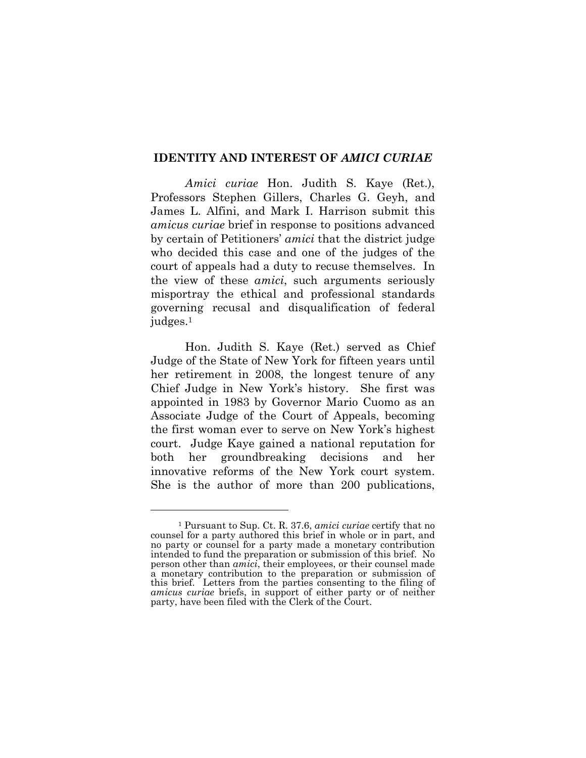## IDENTITY AND INTEREST OF *AMICI CURIAE*

*Amici curiae* Hon. Judith S. Kaye (Ret.), Professors Stephen Gillers, Charles G. Geyh, and James L. Alfini, and Mark I. Harrison submit this *amicus curiae* brief in response to positions advanced by certain of Petitioners' *amici* that the district judge who decided this case and one of the judges of the court of appeals had a duty to recuse themselves. In the view of these *amici*, such arguments seriously misportray the ethical and professional standards governing recusal and disqualification of federal judges.[1]

Hon. Judith S. Kaye (Ret.) served as Chief Judge of the State of New York for fifteen years until her retirement in 2008, the longest tenure of any Chief Judge in New York's history. She first was appointed in 1983 by Governor Mario Cuomo as an Associate Judge of the Court of Appeals, becoming the first woman ever to serve on New York's highest court. Judge Kaye gained a national reputation for both her groundbreaking decisions and her innovative reforms of the New York court system. She is the author of more than 200 publications,

---

[1] Pursuant to Sup. Ct. R. 37.6, *amici curiae* certify that no counsel for a party authored this brief in whole or in part, and no party or counsel for a party made a monetary contribution intended to fund the preparation or submission of this brief. No person other than *amici*, their employees, or their counsel made a monetary contribution to the preparation or submission of this brief. Letters from the parties consenting to the filing of *amicus curiae* briefs, in support of either party or of neither party, have been filed with the Clerk of the Court.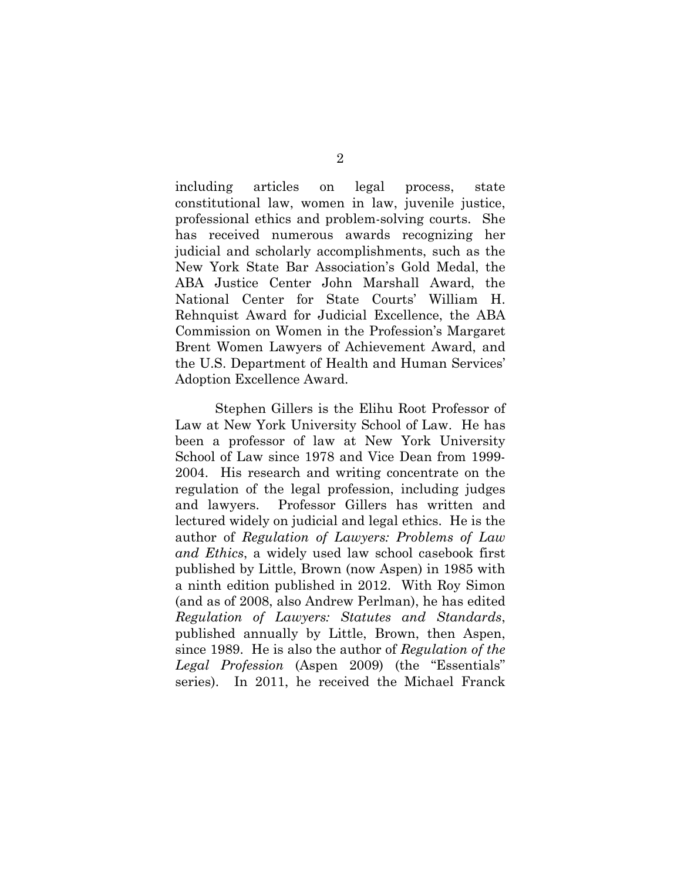including articles on legal process, state constitutional law, women in law, juvenile justice, professional ethics and problem-solving courts. She has received numerous awards recognizing her judicial and scholarly accomplishments, such as the New York State Bar Association's Gold Medal, the ABA Justice Center John Marshall Award, the National Center for State Courts' William H. Rehnquist Award for Judicial Excellence, the ABA Commission on Women in the Profession's Margaret Brent Women Lawyers of Achievement Award, and the U.S. Department of Health and Human Services' Adoption Excellence Award.

Stephen Gillers is the Elihu Root Professor of Law at New York University School of Law. He has been a professor of law at New York University School of Law since 1978 and Vice Dean from 1999-2004. His research and writing concentrate on the regulation of the legal profession, including judges and lawyers. Professor Gillers has written and lectured widely on judicial and legal ethics. He is the author of *Regulation of Lawyers: Problems of Law and Ethics*, a widely used law school casebook first published by Little, Brown (now Aspen) in 1985 with a ninth edition published in 2012. With Roy Simon (and as of 2008, also Andrew Perlman), he has edited *Regulation of Lawyers: Statutes and Standards*, published annually by Little, Brown, then Aspen, since 1989. He is also the author of *Regulation of the Legal Profession* (Aspen 2009) (the "Essentials" series). In 2011, he received the Michael Franck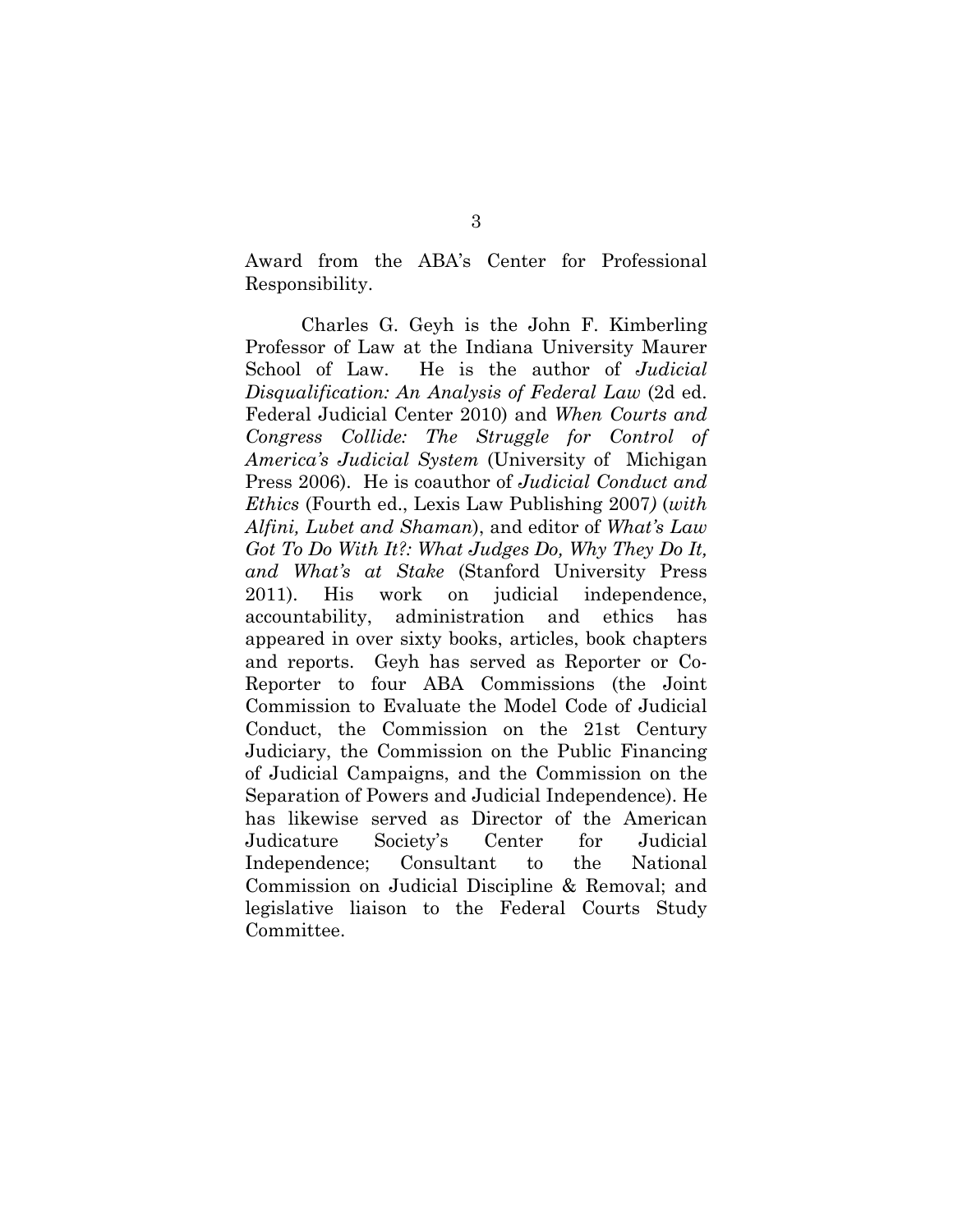Award from the ABA's Center for Professional Responsibility.

Charles G. Geyh is the John F. Kimberling Professor of Law at the Indiana University Maurer School of Law. He is the author of *Judicial Disqualification: An Analysis of Federal Law* (2d ed. Federal Judicial Center 2010) and *When Courts and Congress Collide: The Struggle for Control of America's Judicial System* (University of Michigan Press 2006). He is coauthor of *Judicial Conduct and Ethics* (Fourth ed., Lexis Law Publishing 2007) (*with Alfini, Lubet and Shaman*), and editor of *What's Law Got To Do With It?: What Judges Do, Why They Do It, and What's at Stake* (Stanford University Press 2011). His work on judicial independence, accountability, administration and ethics has appeared in over sixty books, articles, book chapters and reports. Geyh has served as Reporter or Co-Reporter to four ABA Commissions (the Joint Commission to Evaluate the Model Code of Judicial Conduct, the Commission on the 21st Century Judiciary, the Commission on the Public Financing of Judicial Campaigns, and the Commission on the Separation of Powers and Judicial Independence). He has likewise served as Director of the American Judicature Society's Center for Judicial Independence; Consultant to the National Commission on Judicial Discipline & Removal; and legislative liaison to the Federal Courts Study Committee.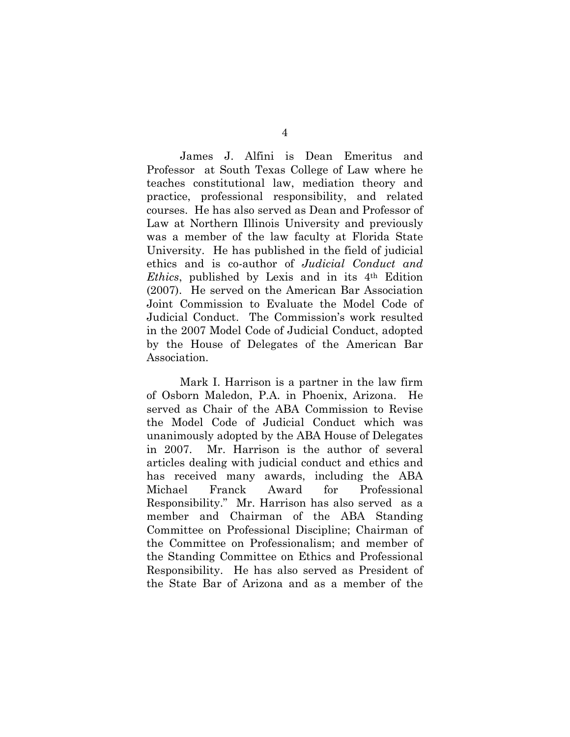James J. Alfini is Dean Emeritus and Professor at South Texas College of Law where he teaches constitutional law, mediation theory and practice, professional responsibility, and related courses. He has also served as Dean and Professor of Law at Northern Illinois University and previously was a member of the law faculty at Florida State University. He has published in the field of judicial ethics and is co-author of *Judicial Conduct and Ethics*, published by Lexis and in its 4th Edition (2007). He served on the American Bar Association Joint Commission to Evaluate the Model Code of Judicial Conduct. The Commission's work resulted in the 2007 Model Code of Judicial Conduct, adopted by the House of Delegates of the American Bar Association.

Mark I. Harrison is a partner in the law firm of Osborn Maledon, P.A. in Phoenix, Arizona. He served as Chair of the ABA Commission to Revise the Model Code of Judicial Conduct which was unanimously adopted by the ABA House of Delegates in 2007. Mr. Harrison is the author of several articles dealing with judicial conduct and ethics and has received many awards, including the ABA Michael Franck Award for Professional Responsibility." Mr. Harrison has also served as a member and Chairman of the ABA Standing Committee on Professional Discipline; Chairman of the Committee on Professionalism; and member of the Standing Committee on Ethics and Professional Responsibility. He has also served as President of the State Bar of Arizona and as a member of the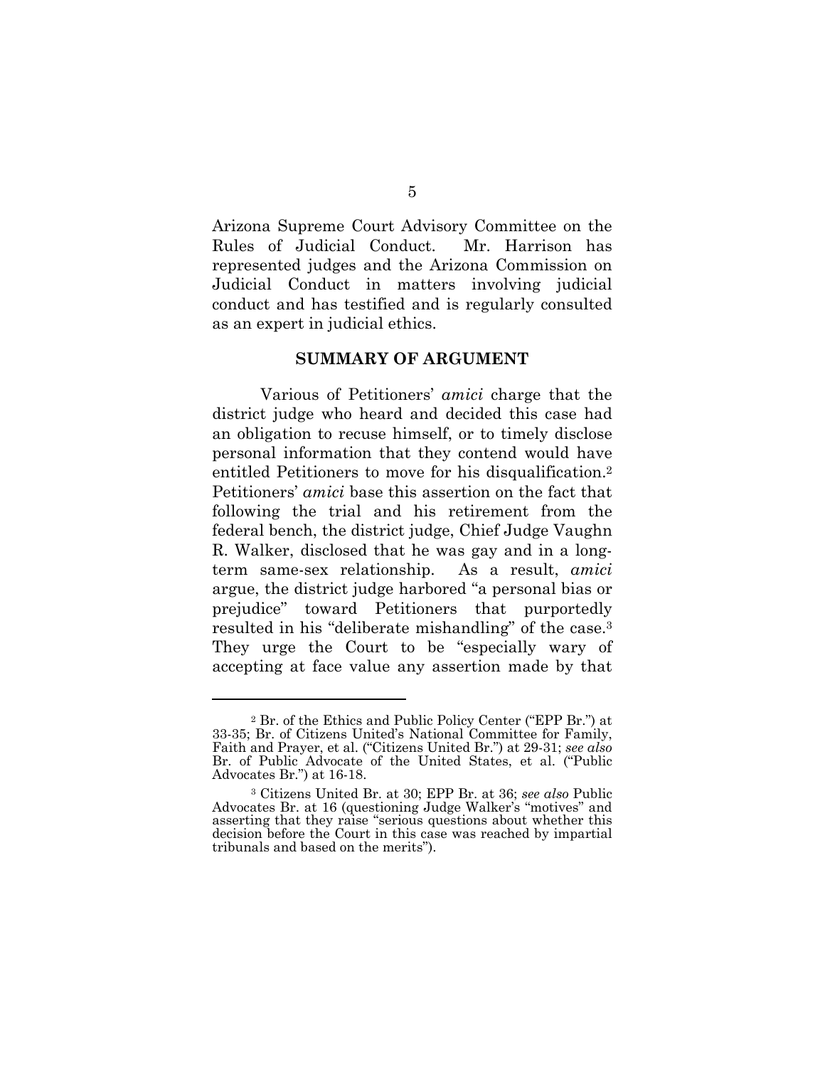Arizona Supreme Court Advisory Committee on the Rules of Judicial Conduct. Mr. Harrison has represented judges and the Arizona Commission on Judicial Conduct in matters involving judicial conduct and has testified and is regularly consulted as an expert in judicial ethics.

## SUMMARY OF ARGUMENT

Various of Petitioners' *amici* charge that the district judge who heard and decided this case had an obligation to recuse himself, or to timely disclose personal information that they contend would have entitled Petitioners to move for his disqualification.[2] Petitioners' *amici* base this assertion on the fact that following the trial and his retirement from the federal bench, the district judge, Chief Judge Vaughn R. Walker, disclosed that he was gay and in a long-term same-sex relationship. As a result, *amici* argue, the district judge harbored "a personal bias or prejudice" toward Petitioners that purportedly resulted in his "deliberate mishandling" of the case.[3] They urge the Court to be "especially wary of accepting at face value any assertion made by that

---

[2] Br. of the Ethics and Public Policy Center ("EPP Br.") at 33-35; Br. of Citizens United's National Committee for Family, Faith and Prayer, et al. ("Citizens United Br.") at 29-31; *see also* Br. of Public Advocate of the United States, et al. ("Public Advocates Br.") at 16-18.

[3] Citizens United Br. at 30; EPP Br. at 36; *see also* Public Advocates Br. at 16 (questioning Judge Walker's "motives" and asserting that they raise "serious questions about whether this decision before the Court in this case was reached by impartial tribunals and based on the merits").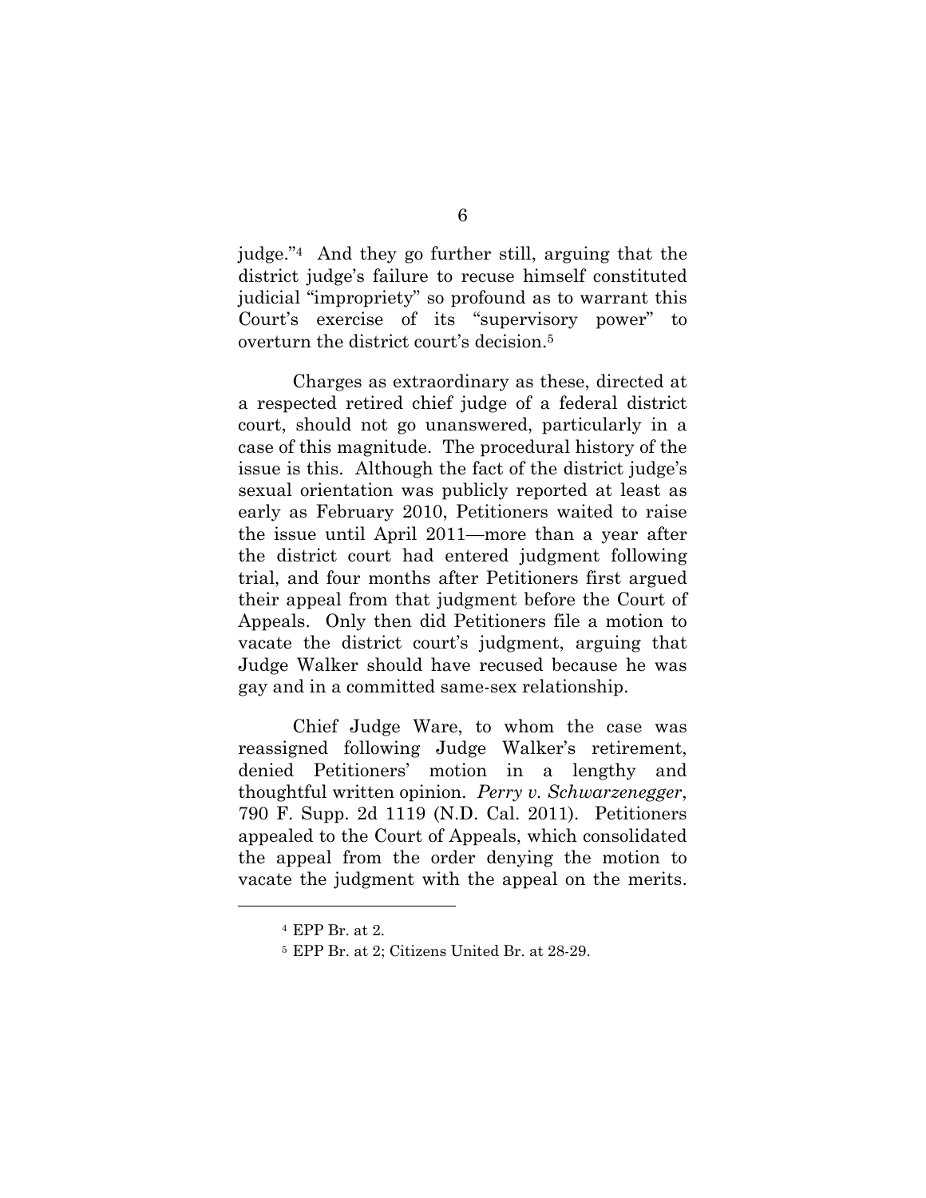judge."[4] And they go further still, arguing that the district judge's failure to recuse himself constituted judicial "impropriety" so profound as to warrant this Court's exercise of its "supervisory power" to overturn the district court's decision.[5]

Charges as extraordinary as these, directed at a respected retired chief judge of a federal district court, should not go unanswered, particularly in a case of this magnitude. The procedural history of the issue is this. Although the fact of the district judge's sexual orientation was publicly reported at least as early as February 2010, Petitioners waited to raise the issue until April 2011—more than a year after the district court had entered judgment following trial, and four months after Petitioners first argued their appeal from that judgment before the Court of Appeals. Only then did Petitioners file a motion to vacate the district court's judgment, arguing that Judge Walker should have recused because he was gay and in a committed same-sex relationship.

Chief Judge Ware, to whom the case was reassigned following Judge Walker's retirement, denied Petitioners' motion in a lengthy and thoughtful written opinion. *Perry v. Schwarzenegger*, 790 F. Supp. 2d 1119 (N.D. Cal. 2011). Petitioners appealed to the Court of Appeals, which consolidated the appeal from the order denying the motion to vacate the judgment with the appeal on the merits.

---

[4] EPP Br. at 2.

[5] EPP Br. at 2; Citizens United Br. at 28-29.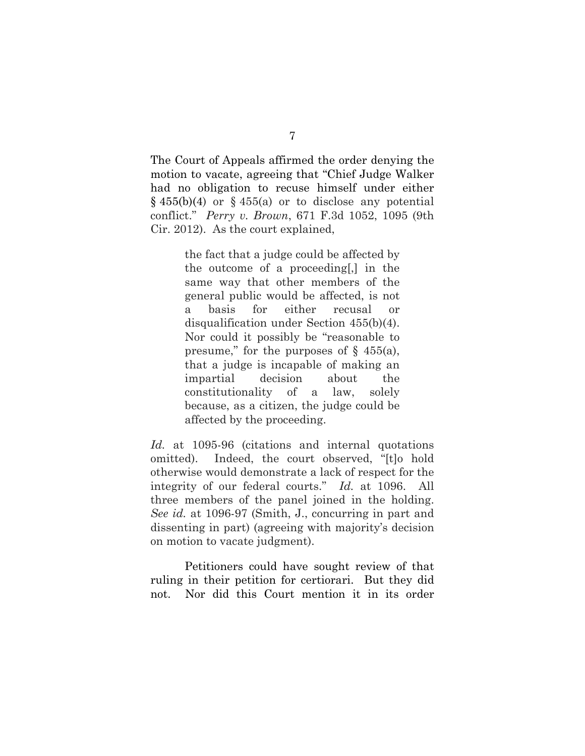The Court of Appeals affirmed the order denying the motion to vacate, agreeing that "Chief Judge Walker had no obligation to recuse himself under either § 455(b)(4) or § 455(a) or to disclose any potential conflict." *Perry v. Brown*, 671 F.3d 1052, 1095 (9th Cir. 2012). As the court explained,

> the fact that a judge could be affected by the outcome of a proceeding[,] in the same way that other members of the general public would be affected, is not a basis for either recusal or disqualification under Section 455(b)(4). Nor could it possibly be "reasonable to presume," for the purposes of § 455(a), that a judge is incapable of making an impartial decision about the constitutionality of a law, solely because, as a citizen, the judge could be affected by the proceeding.

*Id.* at 1095-96 (citations and internal quotations omitted). Indeed, the court observed, "[t]o hold otherwise would demonstrate a lack of respect for the integrity of our federal courts." *Id.* at 1096. All three members of the panel joined in the holding. *See id.* at 1096-97 (Smith, J., concurring in part and dissenting in part) (agreeing with majority's decision on motion to vacate judgment).

Petitioners could have sought review of that ruling in their petition for certiorari. But they did not. Nor did this Court mention it in its order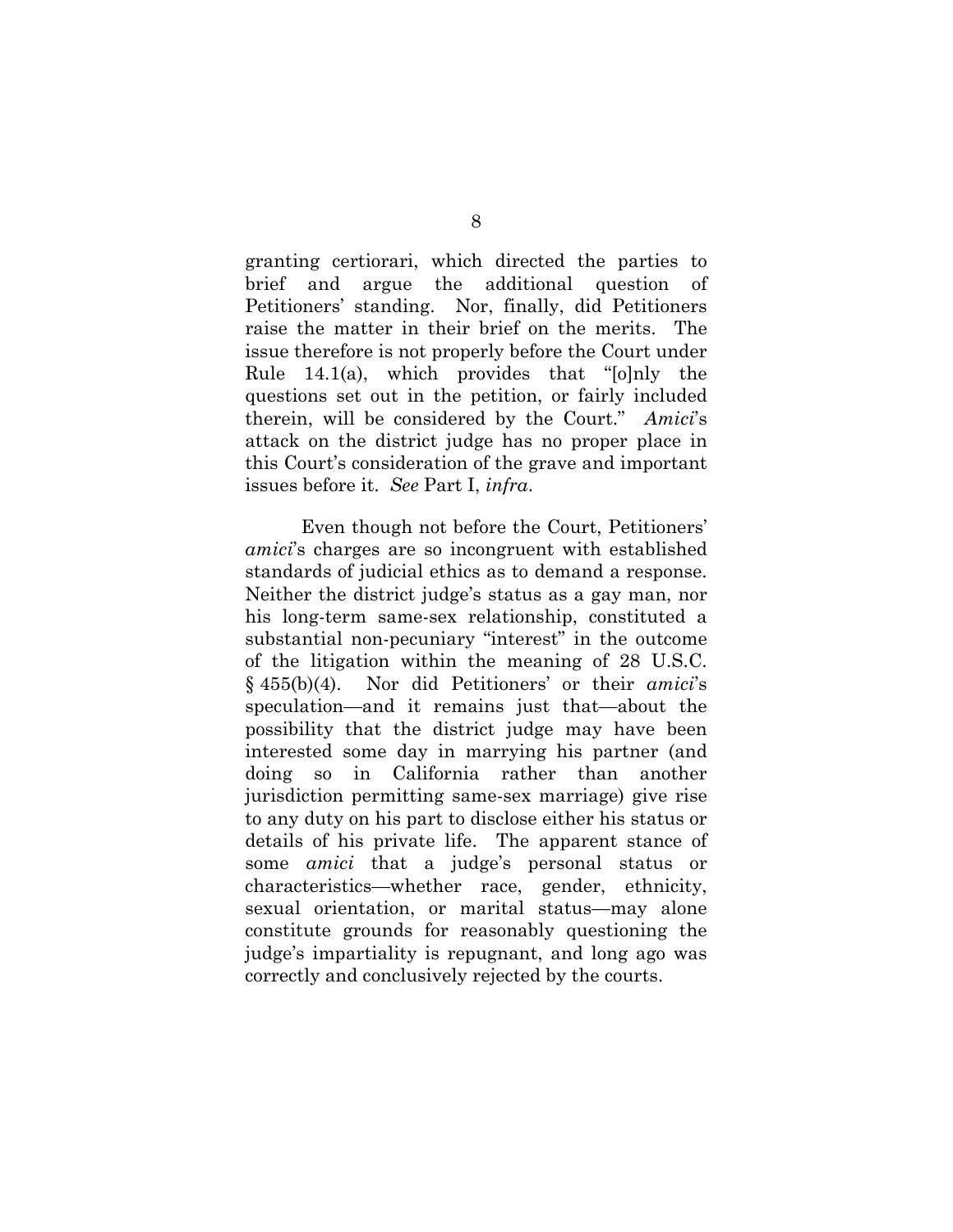granting certiorari, which directed the parties to brief and argue the additional question of Petitioners' standing. Nor, finally, did Petitioners raise the matter in their brief on the merits. The issue therefore is not properly before the Court under Rule 14.1(a), which provides that "[o]nly the questions set out in the petition, or fairly included therein, will be considered by the Court." *Amici*'s attack on the district judge has no proper place in this Court's consideration of the grave and important issues before it. *See* Part I, *infra*.

Even though not before the Court, Petitioners' *amici*'s charges are so incongruent with established standards of judicial ethics as to demand a response. Neither the district judge's status as a gay man, nor his long-term same-sex relationship, constituted a substantial non-pecuniary "interest" in the outcome of the litigation within the meaning of 28 U.S.C. § 455(b)(4). Nor did Petitioners' or their *amici*'s speculation—and it remains just that—about the possibility that the district judge may have been interested some day in marrying his partner (and doing so in California rather than another jurisdiction permitting same-sex marriage) give rise to any duty on his part to disclose either his status or details of his private life. The apparent stance of some *amici* that a judge's personal status or characteristics—whether race, gender, ethnicity, sexual orientation, or marital status—may alone constitute grounds for reasonably questioning the judge's impartiality is repugnant, and long ago was correctly and conclusively rejected by the courts.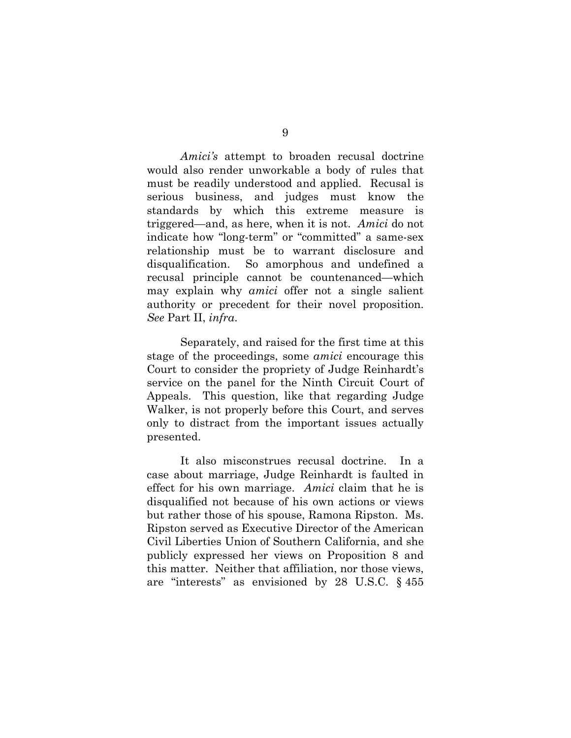*Amici's* attempt to broaden recusal doctrine would also render unworkable a body of rules that must be readily understood and applied. Recusal is serious business, and judges must know the standards by which this extreme measure is triggered—and, as here, when it is not. *Amici* do not indicate how "long-term" or "committed" a same-sex relationship must be to warrant disclosure and disqualification. So amorphous and undefined a recusal principle cannot be countenanced—which may explain why *amici* offer not a single salient authority or precedent for their novel proposition. *See* Part II, *infra*.

Separately, and raised for the first time at this stage of the proceedings, some *amici* encourage this Court to consider the propriety of Judge Reinhardt's service on the panel for the Ninth Circuit Court of Appeals. This question, like that regarding Judge Walker, is not properly before this Court, and serves only to distract from the important issues actually presented.

It also misconstrues recusal doctrine. In a case about marriage, Judge Reinhardt is faulted in effect for his own marriage. *Amici* claim that he is disqualified not because of his own actions or views but rather those of his spouse, Ramona Ripston. Ms. Ripston served as Executive Director of the American Civil Liberties Union of Southern California, and she publicly expressed her views on Proposition 8 and this matter. Neither that affiliation, nor those views, are "interests" as envisioned by 28 U.S.C. § 455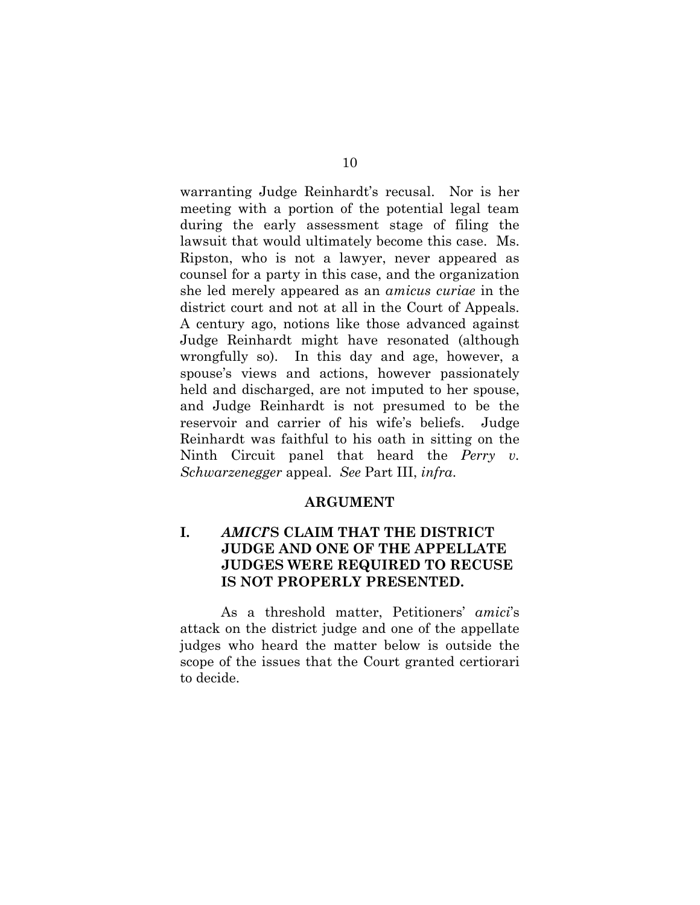warranting Judge Reinhardt's recusal. Nor is her meeting with a portion of the potential legal team during the early assessment stage of filing the lawsuit that would ultimately become this case. Ms. Ripston, who is not a lawyer, never appeared as counsel for a party in this case, and the organization she led merely appeared as an *amicus curiae* in the district court and not at all in the Court of Appeals. A century ago, notions like those advanced against Judge Reinhardt might have resonated (although wrongfully so). In this day and age, however, a spouse's views and actions, however passionately held and discharged, are not imputed to her spouse, and Judge Reinhardt is not presumed to be the reservoir and carrier of his wife's beliefs. Judge Reinhardt was faithful to his oath in sitting on the Ninth Circuit panel that heard the *Perry v. Schwarzenegger* appeal. *See* Part III, *infra*.

## ARGUMENT

### I. *AMICI*'S CLAIM THAT THE DISTRICT JUDGE AND ONE OF THE APPELLATE JUDGES WERE REQUIRED TO RECUSE IS NOT PROPERLY PRESENTED.

As a threshold matter, Petitioners' *amici*'s attack on the district judge and one of the appellate judges who heard the matter below is outside the scope of the issues that the Court granted certiorari to decide.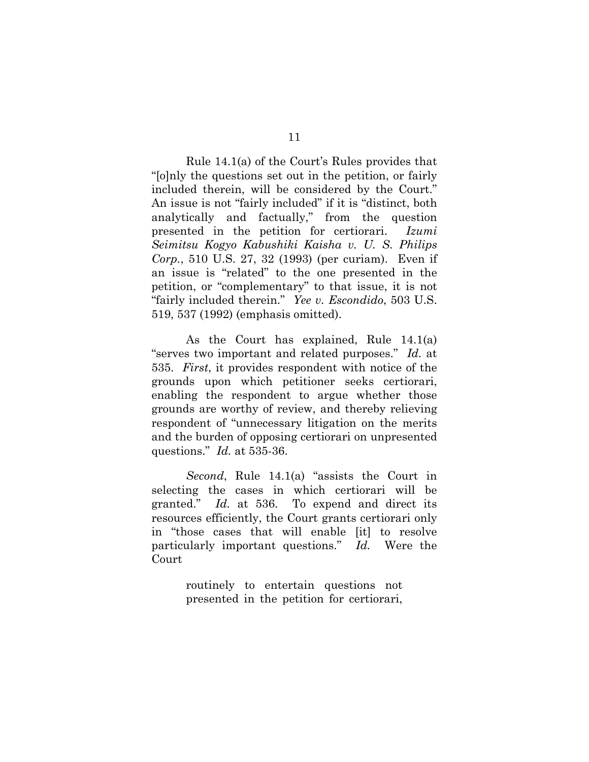Rule 14.1(a) of the Court's Rules provides that "[o]nly the questions set out in the petition, or fairly included therein, will be considered by the Court." An issue is not "fairly included" if it is "distinct, both analytically and factually," from the question presented in the petition for certiorari. *Izumi Seimitsu Kogyo Kabushiki Kaisha v. U. S. Philips Corp.*, 510 U.S. 27, 32 (1993) (per curiam). Even if an issue is "related" to the one presented in the petition, or "complementary" to that issue, it is not "fairly included therein." *Yee v. Escondido*, 503 U.S. 519, 537 (1992) (emphasis omitted).

As the Court has explained, Rule 14.1(a) "serves two important and related purposes." *Id.* at 535. *First*, it provides respondent with notice of the grounds upon which petitioner seeks certiorari, enabling the respondent to argue whether those grounds are worthy of review, and thereby relieving respondent of "unnecessary litigation on the merits and the burden of opposing certiorari on unpresented questions." *Id.* at 535-36.

*Second*, Rule 14.1(a) "assists the Court in selecting the cases in which certiorari will be granted." *Id.* at 536. To expend and direct its resources efficiently, the Court grants certiorari only in "those cases that will enable [it] to resolve particularly important questions." *Id.* Were the Court

> routinely to entertain questions not presented in the petition for certiorari,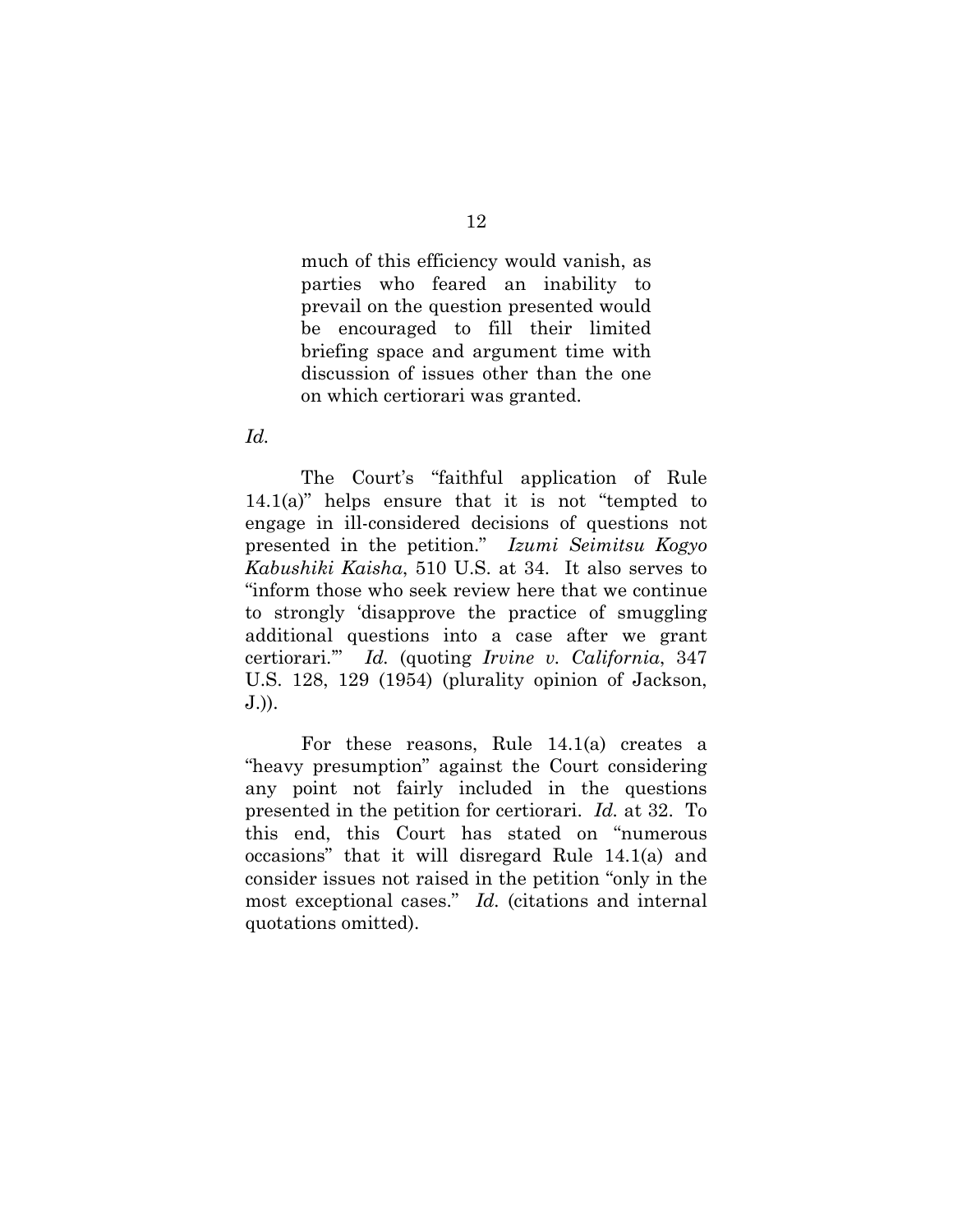> much of this efficiency would vanish, as parties who feared an inability to prevail on the question presented would be encouraged to fill their limited briefing space and argument time with discussion of issues other than the one on which certiorari was granted.

*Id.*

The Court's "faithful application of Rule 14.1(a)" helps ensure that it is not "tempted to engage in ill-considered decisions of questions not presented in the petition." *Izumi Seimitsu Kogyo Kabushiki Kaisha*, 510 U.S. at 34. It also serves to "inform those who seek review here that we continue to strongly 'disapprove the practice of smuggling additional questions into a case after we grant certiorari.'" *Id.* (quoting *Irvine v. California*, 347 U.S. 128, 129 (1954) (plurality opinion of Jackson, J.)).

For these reasons, Rule 14.1(a) creates a "heavy presumption" against the Court considering any point not fairly included in the questions presented in the petition for certiorari. *Id.* at 32. To this end, this Court has stated on "numerous occasions" that it will disregard Rule 14.1(a) and consider issues not raised in the petition "only in the most exceptional cases." *Id.* (citations and internal quotations omitted).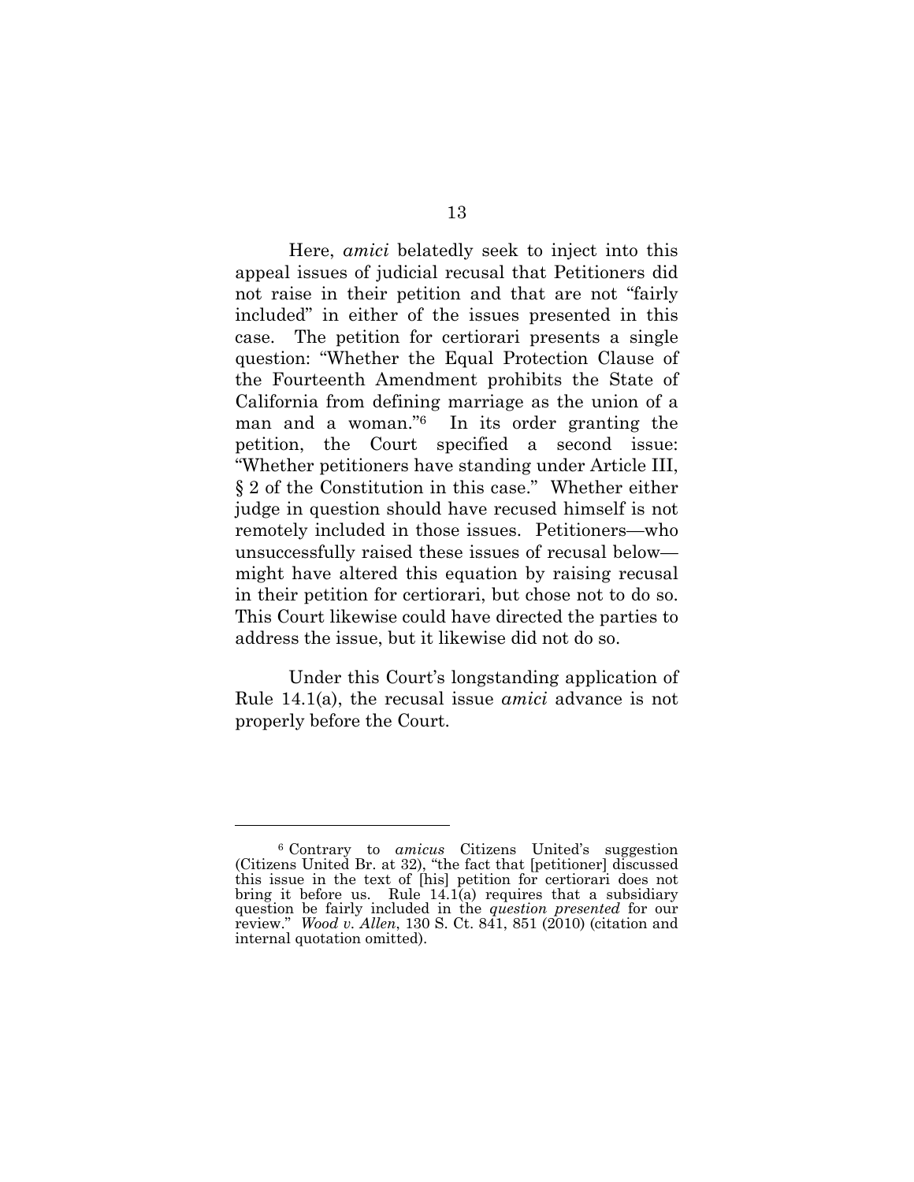Here, *amici* belatedly seek to inject into this appeal issues of judicial recusal that Petitioners did not raise in their petition and that are not "fairly included" in either of the issues presented in this case. The petition for certiorari presents a single question: "Whether the Equal Protection Clause of the Fourteenth Amendment prohibits the State of California from defining marriage as the union of a man and a woman."[6] In its order granting the petition, the Court specified a second issue: "Whether petitioners have standing under Article III, § 2 of the Constitution in this case." Whether either judge in question should have recused himself is not remotely included in those issues. Petitioners—who unsuccessfully raised these issues of recusal below—might have altered this equation by raising recusal in their petition for certiorari, but chose not to do so. This Court likewise could have directed the parties to address the issue, but it likewise did not do so.

Under this Court's longstanding application of Rule 14.1(a), the recusal issue *amici* advance is not properly before the Court.

---

[6] Contrary to *amicus* Citizens United's suggestion (Citizens United Br. at 32), "the fact that [petitioner] discussed this issue in the text of [his] petition for certiorari does not bring it before us. Rule 14.1(a) requires that a subsidiary question be fairly included in the *question presented* for our review." *Wood v. Allen*, 130 S. Ct. 841, 851 (2010) (citation and internal quotation omitted).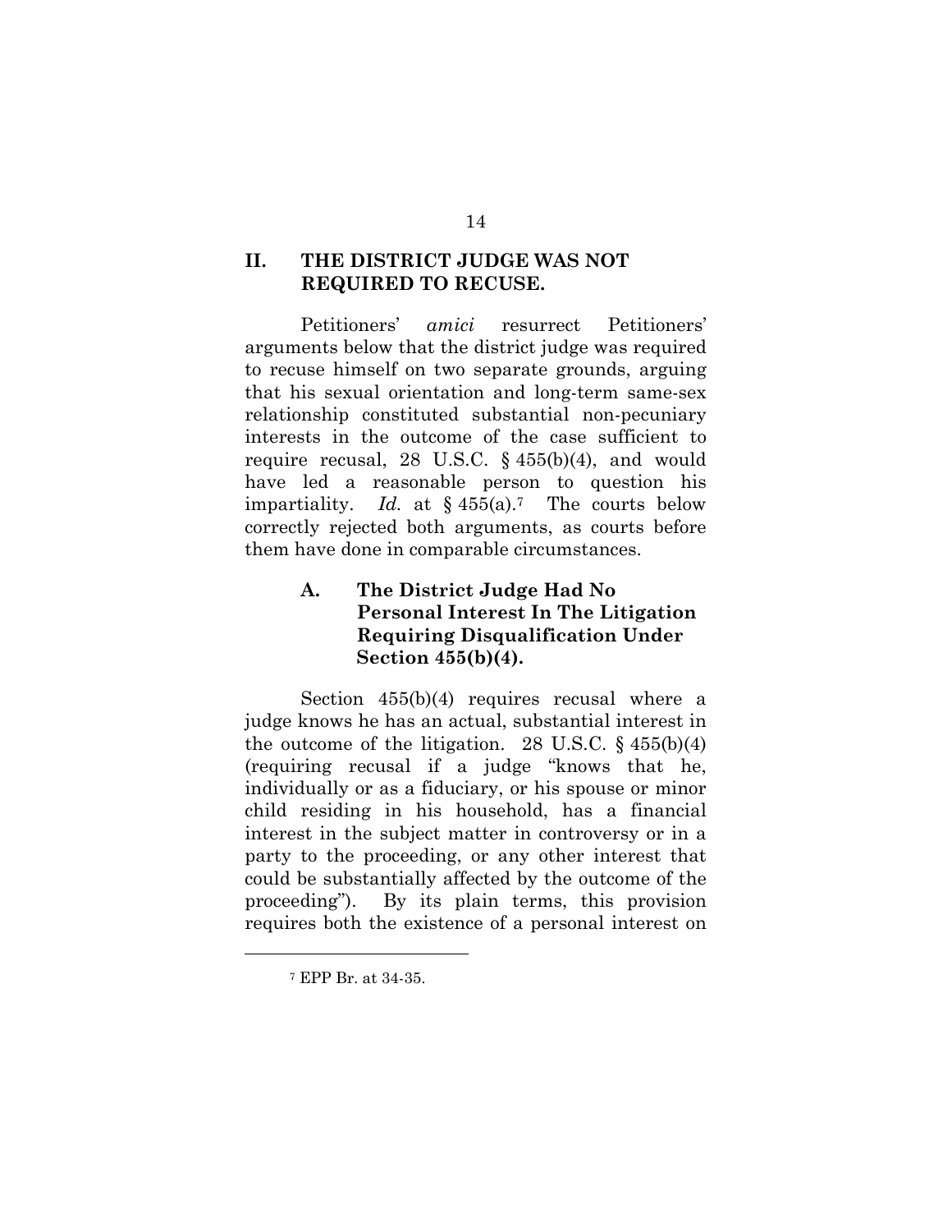## II. THE DISTRICT JUDGE WAS NOT REQUIRED TO RECUSE.

Petitioners' *amici* resurrect Petitioners' arguments below that the district judge was required to recuse himself on two separate grounds, arguing that his sexual orientation and long-term same-sex relationship constituted substantial non-pecuniary interests in the outcome of the case sufficient to require recusal, 28 U.S.C. § 455(b)(4), and would have led a reasonable person to question his impartiality. *Id.* at § 455(a).[7] The courts below correctly rejected both arguments, as courts before them have done in comparable circumstances.

### A. The District Judge Had No Personal Interest In The Litigation Requiring Disqualification Under Section 455(b)(4).

Section 455(b)(4) requires recusal where a judge knows he has an actual, substantial interest in the outcome of the litigation. 28 U.S.C. § 455(b)(4) (requiring recusal if a judge "knows that he, individually or as a fiduciary, or his spouse or minor child residing in his household, has a financial interest in the subject matter in controversy or in a party to the proceeding, or any other interest that could be substantially affected by the outcome of the proceeding"). By its plain terms, this provision requires both the existence of a personal interest on

[7] EPP Br. at 34-35.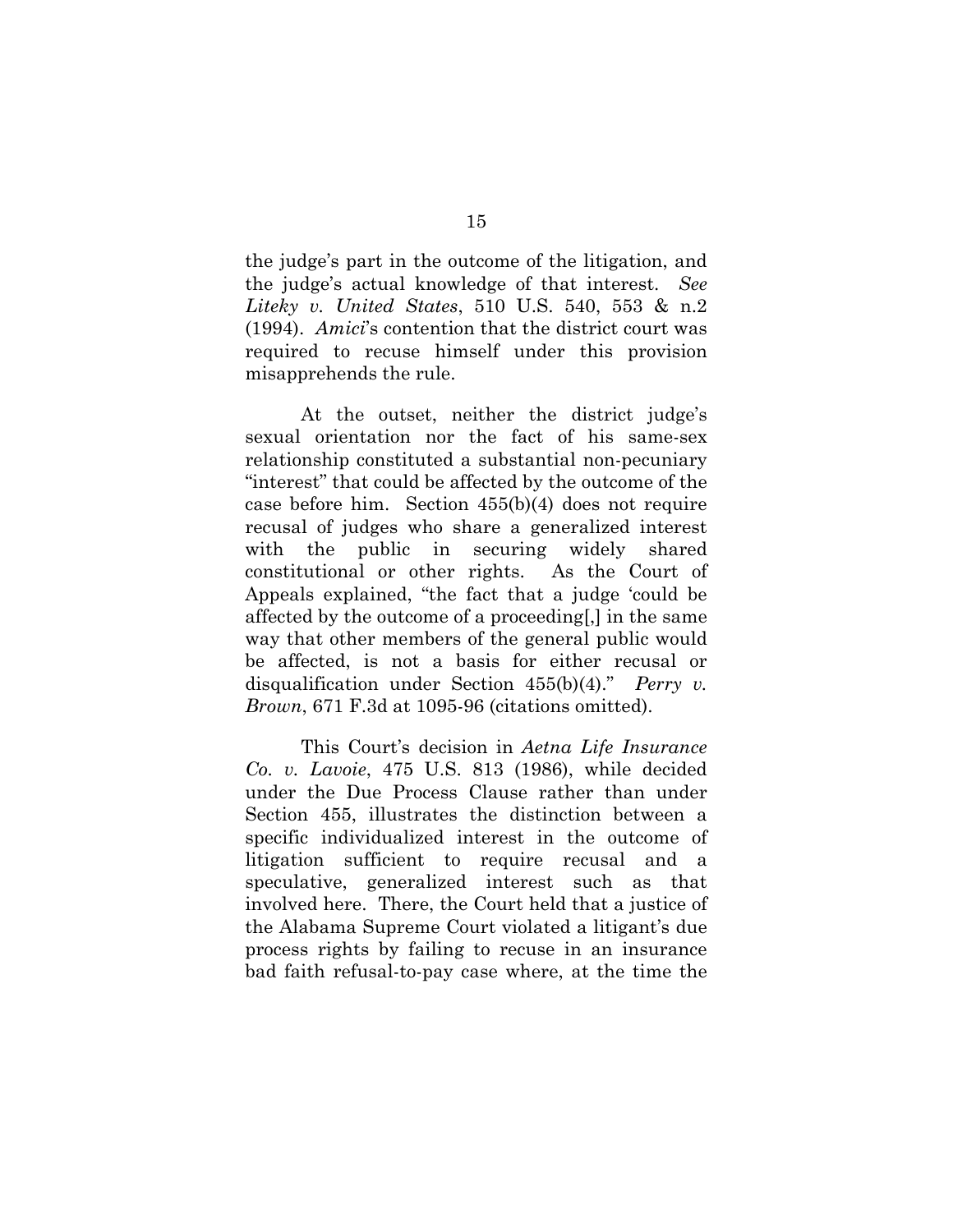the judge's part in the outcome of the litigation, and the judge's actual knowledge of that interest. *See Liteky v. United States*, 510 U.S. 540, 553 & n.2 (1994). *Amici*'s contention that the district court was required to recuse himself under this provision misapprehends the rule.

At the outset, neither the district judge's sexual orientation nor the fact of his same-sex relationship constituted a substantial non-pecuniary "interest" that could be affected by the outcome of the case before him. Section 455(b)(4) does not require recusal of judges who share a generalized interest with the public in securing widely shared constitutional or other rights. As the Court of Appeals explained, "the fact that a judge 'could be affected by the outcome of a proceeding[,] in the same way that other members of the general public would be affected, is not a basis for either recusal or disqualification under Section 455(b)(4)." *Perry v. Brown*, 671 F.3d at 1095-96 (citations omitted).

This Court's decision in *Aetna Life Insurance Co. v. Lavoie*, 475 U.S. 813 (1986), while decided under the Due Process Clause rather than under Section 455, illustrates the distinction between a specific individualized interest in the outcome of litigation sufficient to require recusal and a speculative, generalized interest such as that involved here. There, the Court held that a justice of the Alabama Supreme Court violated a litigant's due process rights by failing to recuse in an insurance bad faith refusal-to-pay case where, at the time the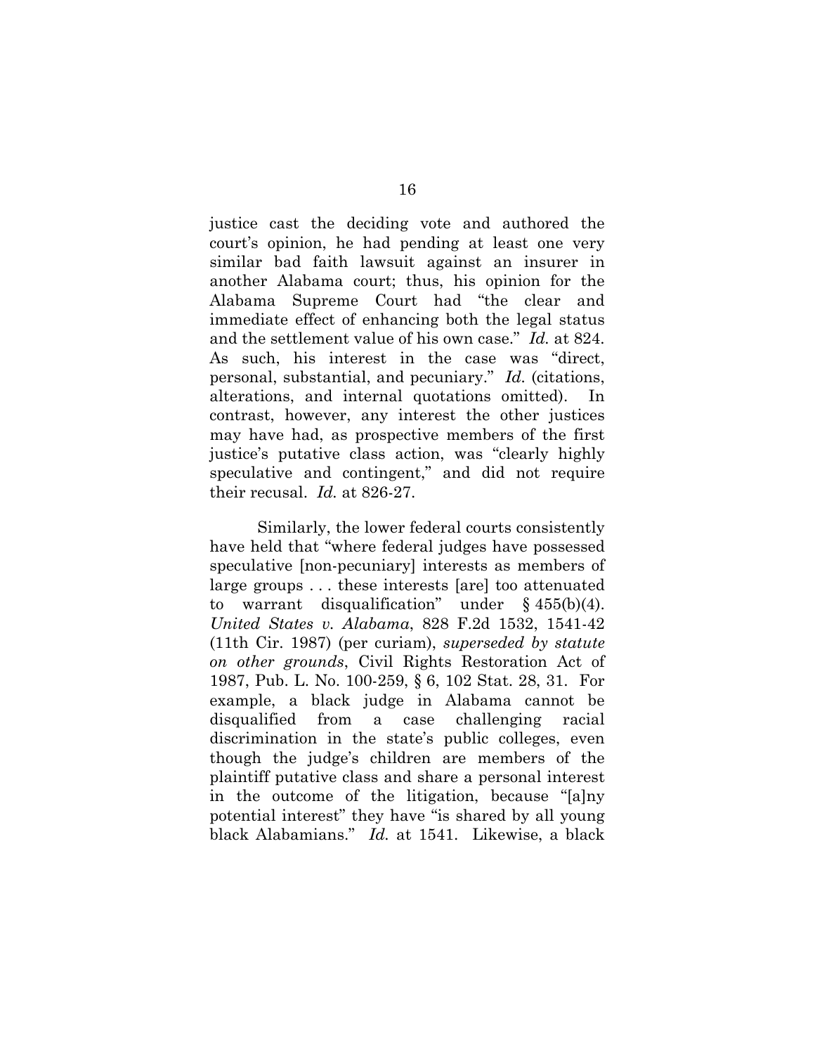justice cast the deciding vote and authored the court's opinion, he had pending at least one very similar bad faith lawsuit against an insurer in another Alabama court; thus, his opinion for the Alabama Supreme Court had "the clear and immediate effect of enhancing both the legal status and the settlement value of his own case." *Id.* at 824. As such, his interest in the case was "direct, personal, substantial, and pecuniary." *Id.* (citations, alterations, and internal quotations omitted). In contrast, however, any interest the other justices may have had, as prospective members of the first justice's putative class action, was "clearly highly speculative and contingent," and did not require their recusal. *Id.* at 826-27.

Similarly, the lower federal courts consistently have held that "where federal judges have possessed speculative [non-pecuniary] interests as members of large groups . . . these interests [are] too attenuated to warrant disqualification" under § 455(b)(4). *United States v. Alabama*, 828 F.2d 1532, 1541-42 (11th Cir. 1987) (per curiam), *superseded by statute on other grounds*, Civil Rights Restoration Act of 1987, Pub. L. No. 100-259, § 6, 102 Stat. 28, 31. For example, a black judge in Alabama cannot be disqualified from a case challenging racial discrimination in the state's public colleges, even though the judge's children are members of the plaintiff putative class and share a personal interest in the outcome of the litigation, because "[a]ny potential interest" they have "is shared by all young black Alabamians." *Id.* at 1541. Likewise, a black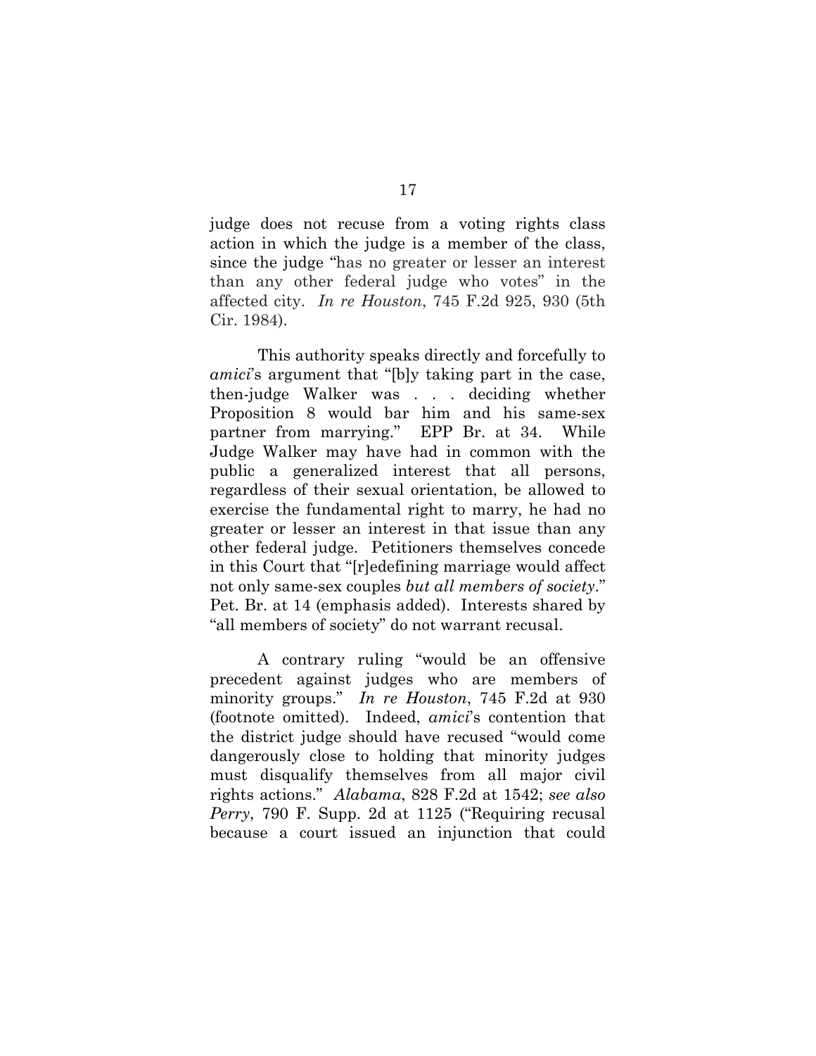judge does not recuse from a voting rights class action in which the judge is a member of the class, since the judge "has no greater or lesser an interest than any other federal judge who votes" in the affected city. *In re Houston*, 745 F.2d 925, 930 (5th Cir. 1984).

This authority speaks directly and forcefully to *amici*'s argument that "[b]y taking part in the case, then-judge Walker was . . . deciding whether Proposition 8 would bar him and his same-sex partner from marrying." EPP Br. at 34. While Judge Walker may have had in common with the public a generalized interest that all persons, regardless of their sexual orientation, be allowed to exercise the fundamental right to marry, he had no greater or lesser an interest in that issue than any other federal judge. Petitioners themselves concede in this Court that "[r]edefining marriage would affect not only same-sex couples *but all members of society*." Pet. Br. at 14 (emphasis added). Interests shared by "all members of society" do not warrant recusal.

A contrary ruling "would be an offensive precedent against judges who are members of minority groups." *In re Houston*, 745 F.2d at 930 (footnote omitted). Indeed, *amici*'s contention that the district judge should have recused "would come dangerously close to holding that minority judges must disqualify themselves from all major civil rights actions." *Alabama*, 828 F.2d at 1542; *see also Perry*, 790 F. Supp. 2d at 1125 ("Requiring recusal because a court issued an injunction that could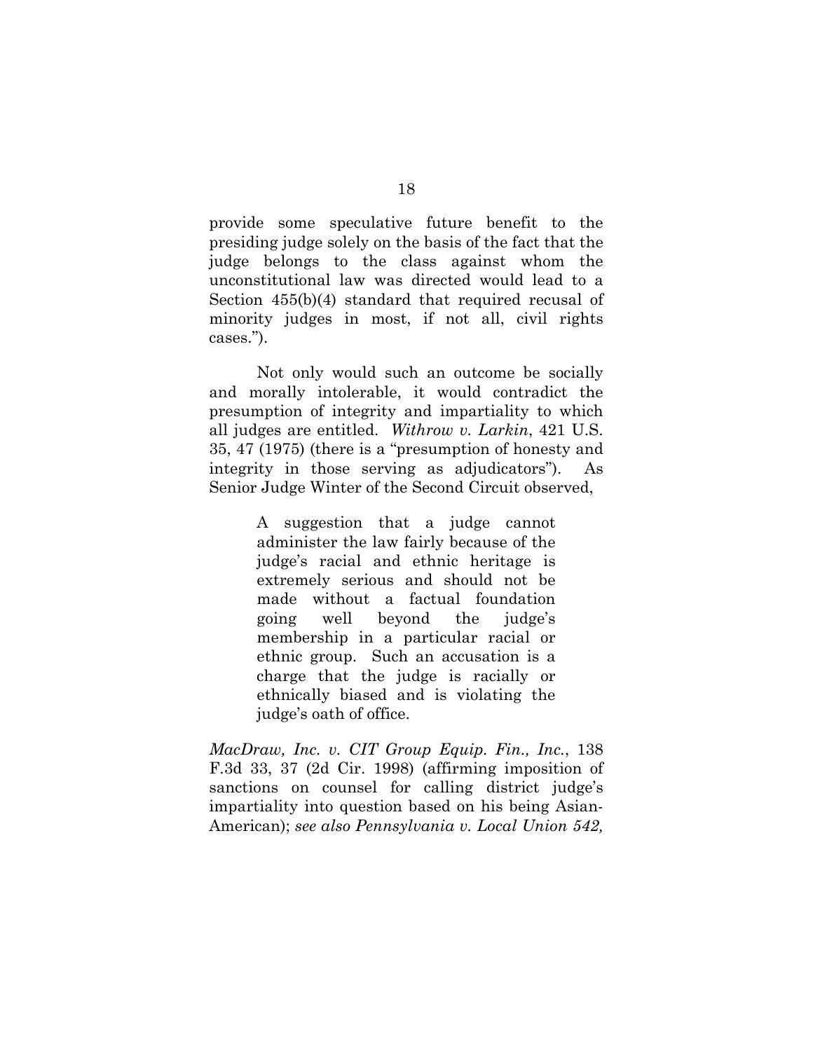provide some speculative future benefit to the presiding judge solely on the basis of the fact that the judge belongs to the class against whom the unconstitutional law was directed would lead to a Section 455(b)(4) standard that required recusal of minority judges in most, if not all, civil rights cases.").

Not only would such an outcome be socially and morally intolerable, it would contradict the presumption of integrity and impartiality to which all judges are entitled. *Withrow v. Larkin*, 421 U.S. 35, 47 (1975) (there is a "presumption of honesty and integrity in those serving as adjudicators"). As Senior Judge Winter of the Second Circuit observed,

> A suggestion that a judge cannot administer the law fairly because of the judge's racial and ethnic heritage is extremely serious and should not be made without a factual foundation going well beyond the judge's membership in a particular racial or ethnic group. Such an accusation is a charge that the judge is racially or ethnically biased and is violating the judge's oath of office.

*MacDraw, Inc. v. CIT Group Equip. Fin., Inc.*, 138 F.3d 33, 37 (2d Cir. 1998) (affirming imposition of sanctions on counsel for calling district judge's impartiality into question based on his being Asian-American); *see also Pennsylvania v. Local Union 542,*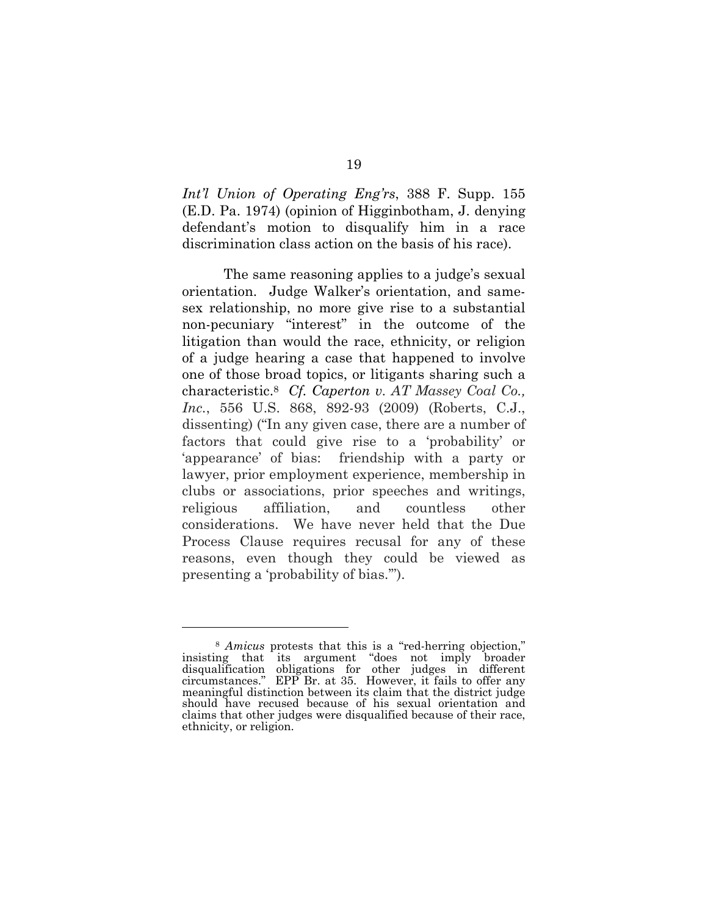*Int'l Union of Operating Eng'rs*, 388 F. Supp. 155 (E.D. Pa. 1974) (opinion of Higginbotham, J. denying defendant's motion to disqualify him in a race discrimination class action on the basis of his race).

The same reasoning applies to a judge's sexual orientation. Judge Walker's orientation, and same-sex relationship, no more give rise to a substantial non-pecuniary "interest" in the outcome of the litigation than would the race, ethnicity, or religion of a judge hearing a case that happened to involve one of those broad topics, or litigants sharing such a characteristic.[8] *Cf. Caperton v. AT Massey Coal Co., Inc.*, 556 U.S. 868, 892-93 (2009) (Roberts, C.J., dissenting) ("In any given case, there are a number of factors that could give rise to a 'probability' or 'appearance' of bias: friendship with a party or lawyer, prior employment experience, membership in clubs or associations, prior speeches and writings, religious affiliation, and countless other considerations. We have never held that the Due Process Clause requires recusal for any of these reasons, even though they could be viewed as presenting a 'probability of bias.'").

---

[8] *Amicus* protests that this is a "red-herring objection," insisting that its argument "does not imply broader disqualification obligations for other judges in different circumstances." EPP Br. at 35. However, it fails to offer any meaningful distinction between its claim that the district judge should have recused because of his sexual orientation and claims that other judges were disqualified because of their race, ethnicity, or religion.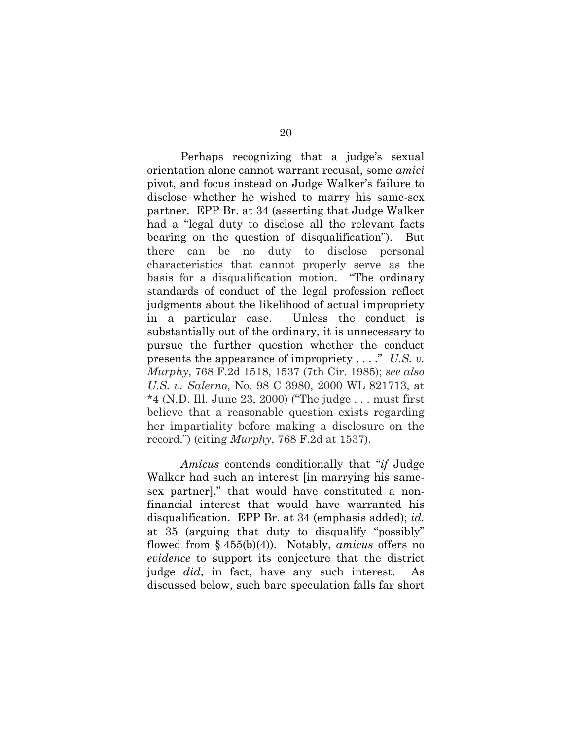Perhaps recognizing that a judge's sexual orientation alone cannot warrant recusal, some *amici* pivot, and focus instead on Judge Walker's failure to disclose whether he wished to marry his same-sex partner. EPP Br. at 34 (asserting that Judge Walker had a "legal duty to disclose all the relevant facts bearing on the question of disqualification"). But there can be no duty to disclose personal characteristics that cannot properly serve as the basis for a disqualification motion. "The ordinary standards of conduct of the legal profession reflect judgments about the likelihood of actual impropriety in a particular case. Unless the conduct is substantially out of the ordinary, it is unnecessary to pursue the further question whether the conduct presents the appearance of impropriety . . . ." *U.S. v. Murphy*, 768 F.2d 1518, 1537 (7th Cir. 1985); *see also U.S. v. Salerno*, No. 98 C 3980, 2000 WL 821713, at *4 (N.D. Ill. June 23, 2000) ("The judge . . . must first believe that a reasonable question exists regarding her impartiality before making a disclosure on the record.") (citing *Murphy*, 768 F.2d at 1537).

*Amicus* contends conditionally that "*if* Judge Walker had such an interest [in marrying his same-sex partner]," that would have constituted a non-financial interest that would have warranted his disqualification. EPP Br. at 34 (emphasis added); *id.* at 35 (arguing that duty to disqualify "possibly" flowed from § 455(b)(4)). Notably, *amicus* offers no *evidence* to support its conjecture that the district judge *did*, in fact, have any such interest. As discussed below, such bare speculation falls far short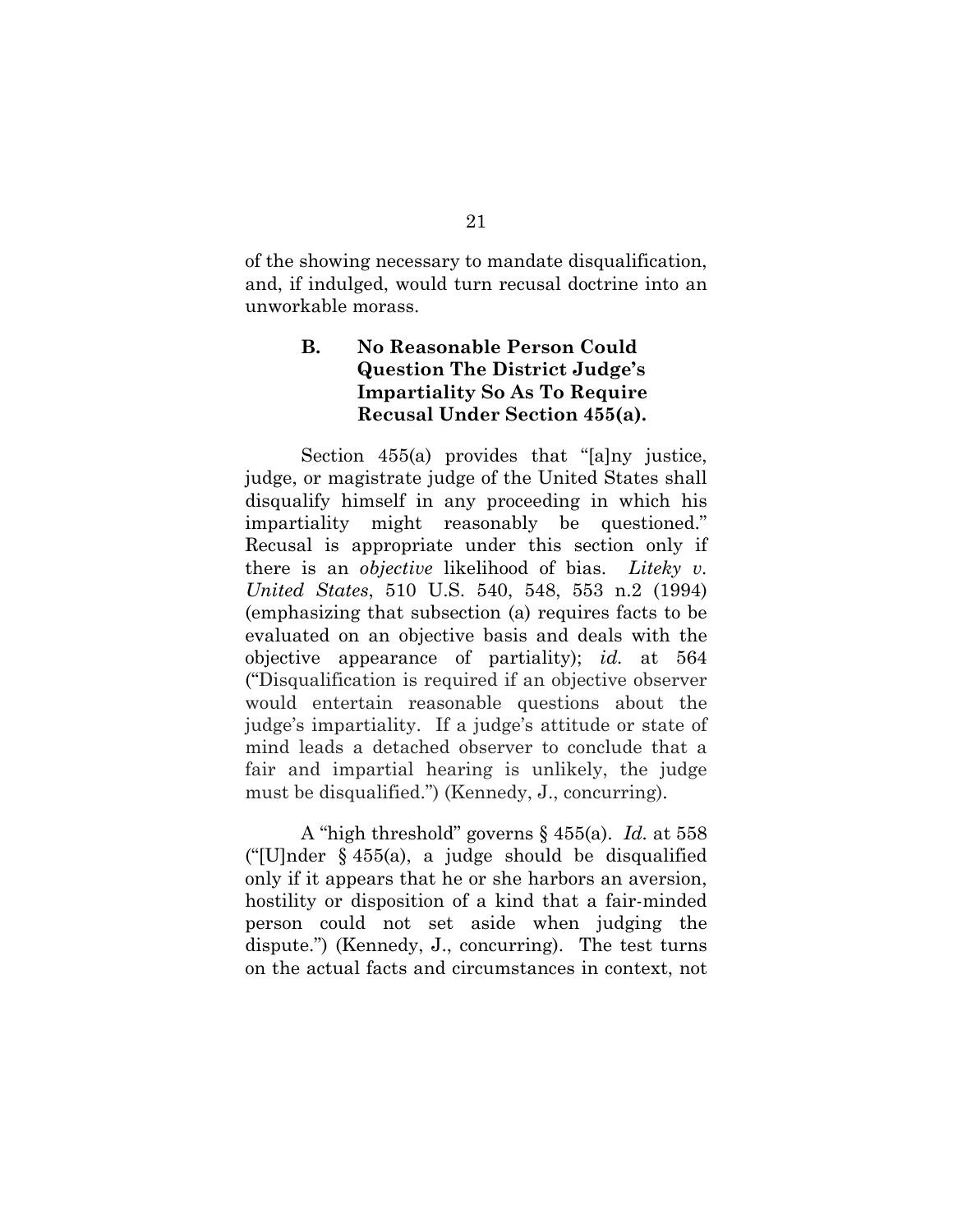of the showing necessary to mandate disqualification, and, if indulged, would turn recusal doctrine into an unworkable morass.

### B. No Reasonable Person Could Question The District Judge's Impartiality So As To Require Recusal Under Section 455(a).

Section 455(a) provides that "[a]ny justice, judge, or magistrate judge of the United States shall disqualify himself in any proceeding in which his impartiality might reasonably be questioned." Recusal is appropriate under this section only if there is an *objective* likelihood of bias. *Liteky v. United States*, 510 U.S. 540, 548, 553 n.2 (1994) (emphasizing that subsection (a) requires facts to be evaluated on an objective basis and deals with the objective appearance of partiality); *id.* at 564 ("Disqualification is required if an objective observer would entertain reasonable questions about the judge's impartiality. If a judge's attitude or state of mind leads a detached observer to conclude that a fair and impartial hearing is unlikely, the judge must be disqualified.") (Kennedy, J., concurring).

A "high threshold" governs § 455(a). *Id.* at 558 ("[U]nder § 455(a), a judge should be disqualified only if it appears that he or she harbors an aversion, hostility or disposition of a kind that a fair-minded person could not set aside when judging the dispute.") (Kennedy, J., concurring). The test turns on the actual facts and circumstances in context, not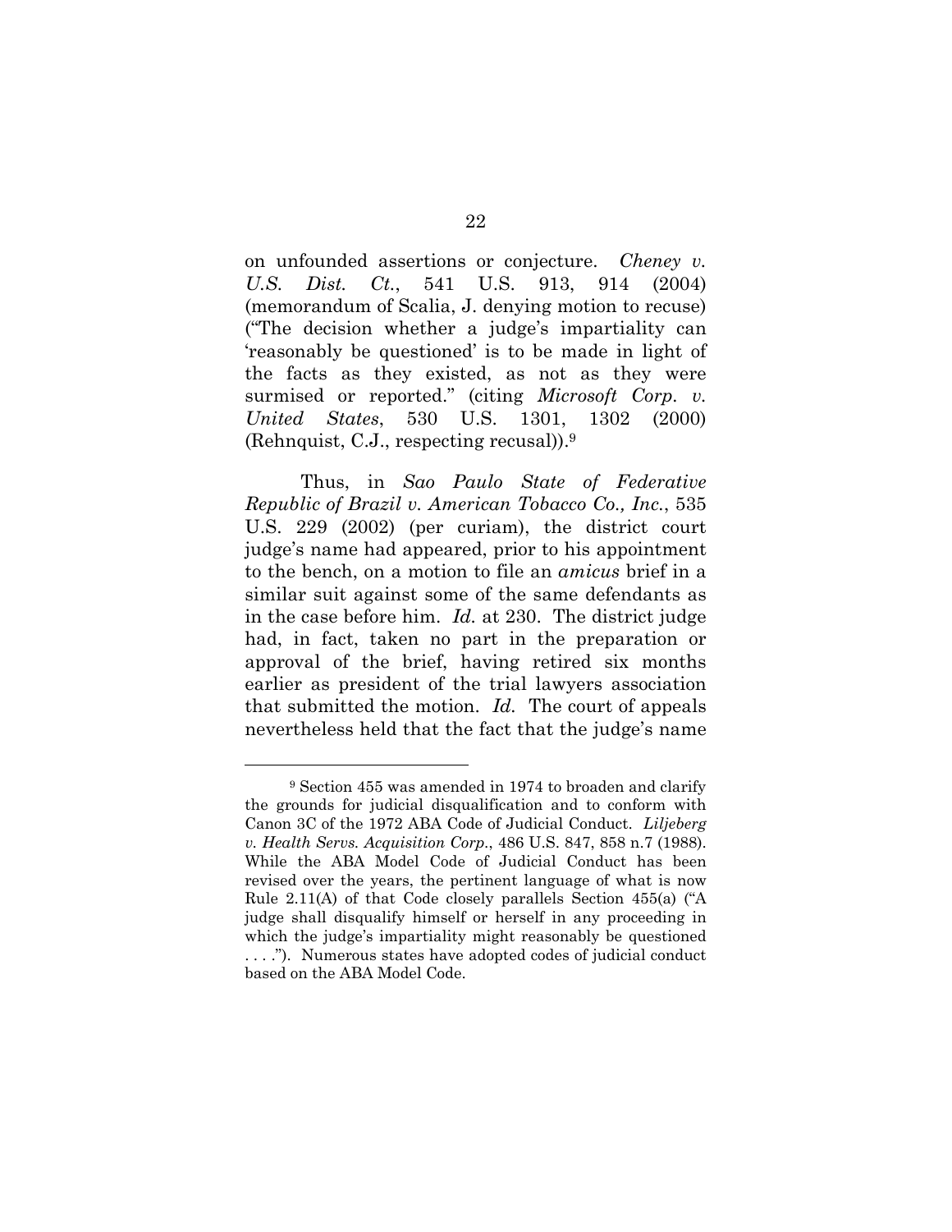on unfounded assertions or conjecture. *Cheney v. U.S. Dist. Ct.*, 541 U.S. 913, 914 (2004) (memorandum of Scalia, J. denying motion to recuse) ("The decision whether a judge's impartiality can 'reasonably be questioned' is to be made in light of the facts as they existed, as not as they were surmised or reported." (citing *Microsoft Corp. v. United States*, 530 U.S. 1301, 1302 (2000) (Rehnquist, C.J., respecting recusal)).[9]

Thus, in *Sao Paulo State of Federative Republic of Brazil v. American Tobacco Co., Inc.*, 535 U.S. 229 (2002) (per curiam), the district court judge's name had appeared, prior to his appointment to the bench, on a motion to file an *amicus* brief in a similar suit against some of the same defendants as in the case before him. *Id.* at 230. The district judge had, in fact, taken no part in the preparation or approval of the brief, having retired six months earlier as president of the trial lawyers association that submitted the motion. *Id.* The court of appeals nevertheless held that the fact that the judge's name

---

[9] Section 455 was amended in 1974 to broaden and clarify the grounds for judicial disqualification and to conform with Canon 3C of the 1972 ABA Code of Judicial Conduct. *Liljeberg v. Health Servs. Acquisition Corp.*, 486 U.S. 847, 858 n.7 (1988). While the ABA Model Code of Judicial Conduct has been revised over the years, the pertinent language of what is now Rule 2.11(A) of that Code closely parallels Section 455(a) ("A judge shall disqualify himself or herself in any proceeding in which the judge's impartiality might reasonably be questioned . . . ."). Numerous states have adopted codes of judicial conduct based on the ABA Model Code.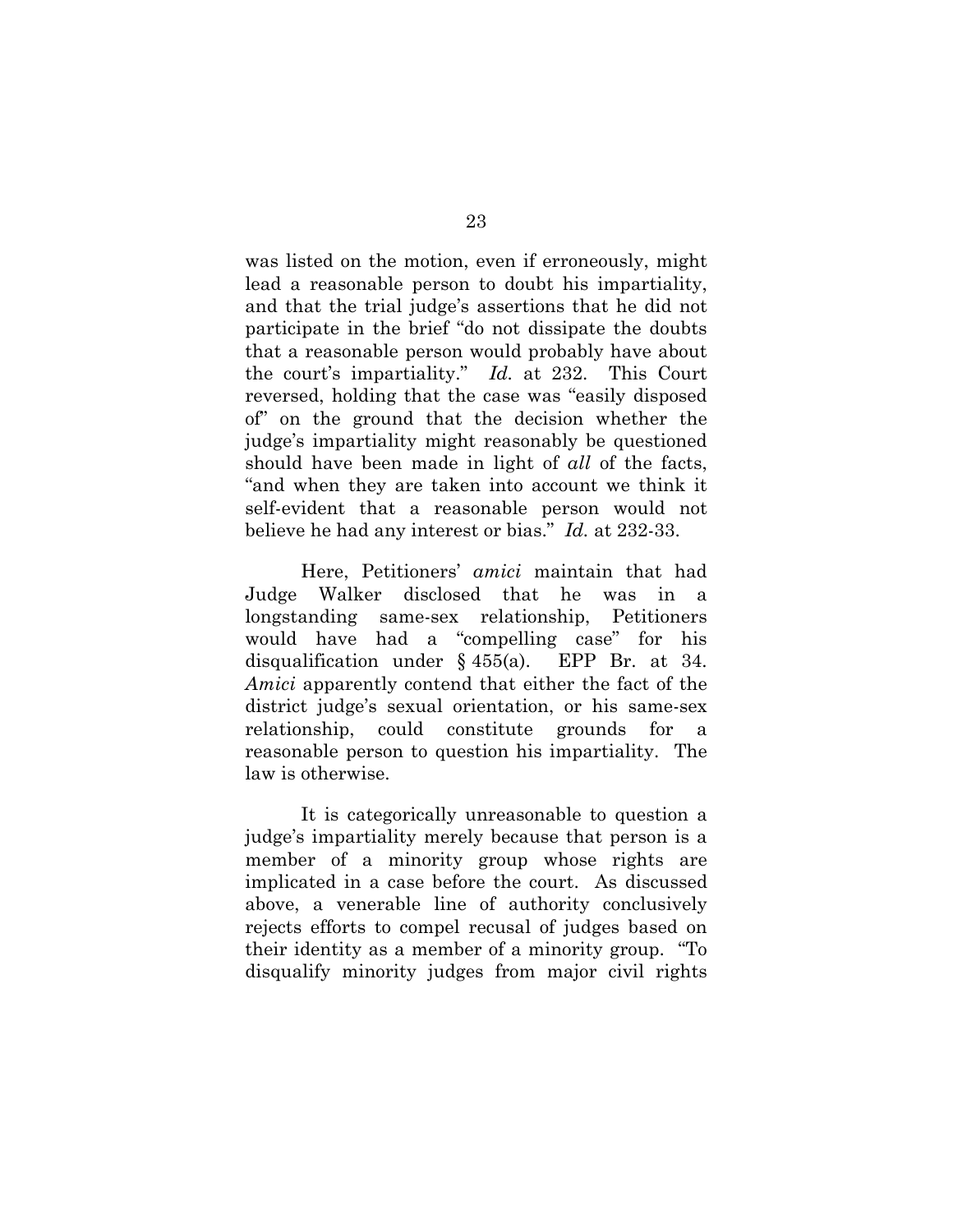was listed on the motion, even if erroneously, might lead a reasonable person to doubt his impartiality, and that the trial judge's assertions that he did not participate in the brief "do not dissipate the doubts that a reasonable person would probably have about the court's impartiality." *Id.* at 232. This Court reversed, holding that the case was "easily disposed of" on the ground that the decision whether the judge's impartiality might reasonably be questioned should have been made in light of *all* of the facts, "and when they are taken into account we think it self-evident that a reasonable person would not believe he had any interest or bias." *Id.* at 232-33.

Here, Petitioners' *amici* maintain that had Judge Walker disclosed that he was in a longstanding same-sex relationship, Petitioners would have had a "compelling case" for his disqualification under § 455(a). EPP Br. at 34. *Amici* apparently contend that either the fact of the district judge's sexual orientation, or his same-sex relationship, could constitute grounds for a reasonable person to question his impartiality. The law is otherwise.

It is categorically unreasonable to question a judge's impartiality merely because that person is a member of a minority group whose rights are implicated in a case before the court. As discussed above, a venerable line of authority conclusively rejects efforts to compel recusal of judges based on their identity as a member of a minority group. "To disqualify minority judges from major civil rights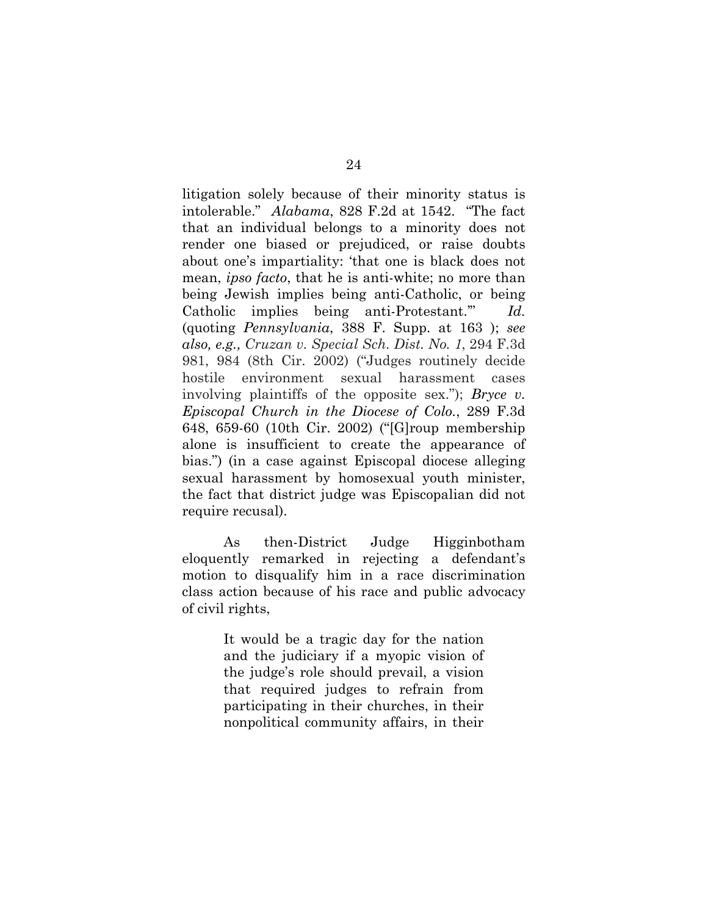litigation solely because of their minority status is intolerable." *Alabama*, 828 F.2d at 1542. "The fact that an individual belongs to a minority does not render one biased or prejudiced, or raise doubts about one's impartiality: 'that one is black does not mean, *ipso facto*, that he is anti-white; no more than being Jewish implies being anti-Catholic, or being Catholic implies being anti-Protestant.'" *Id.* (quoting *Pennsylvania*, 388 F. Supp. at 163 ); *see also, e.g., Cruzan v. Special Sch. Dist. No. 1*, 294 F.3d 981, 984 (8th Cir. 2002) ("Judges routinely decide hostile environment sexual harassment cases involving plaintiffs of the opposite sex."); *Bryce v. Episcopal Church in the Diocese of Colo.*, 289 F.3d 648, 659-60 (10th Cir. 2002) ("[G]roup membership alone is insufficient to create the appearance of bias.") (in a case against Episcopal diocese alleging sexual harassment by homosexual youth minister, the fact that district judge was Episcopalian did not require recusal).

As then-District Judge Higginbotham eloquently remarked in rejecting a defendant's motion to disqualify him in a race discrimination class action because of his race and public advocacy of civil rights,

> It would be a tragic day for the nation and the judiciary if a myopic vision of the judge's role should prevail, a vision that required judges to refrain from participating in their churches, in their nonpolitical community affairs, in their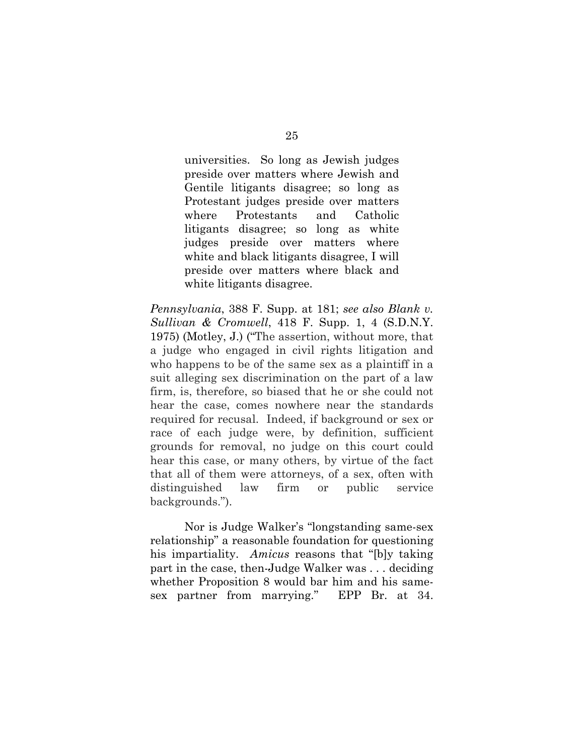> universities. So long as Jewish judges preside over matters where Jewish and Gentile litigants disagree; so long as Protestant judges preside over matters where Protestants and Catholic litigants disagree; so long as white judges preside over matters where white and black litigants disagree, I will preside over matters where black and white litigants disagree.

*Pennsylvania*, 388 F. Supp. at 181; *see also Blank v. Sullivan & Cromwell*, 418 F. Supp. 1, 4 (S.D.N.Y. 1975) (Motley, J.) ("The assertion, without more, that a judge who engaged in civil rights litigation and who happens to be of the same sex as a plaintiff in a suit alleging sex discrimination on the part of a law firm, is, therefore, so biased that he or she could not hear the case, comes nowhere near the standards required for recusal. Indeed, if background or sex or race of each judge were, by definition, sufficient grounds for removal, no judge on this court could hear this case, or many others, by virtue of the fact that all of them were attorneys, of a sex, often with distinguished law firm or public service backgrounds.").

Nor is Judge Walker's "longstanding same-sex relationship" a reasonable foundation for questioning his impartiality. *Amicus* reasons that "[b]y taking part in the case, then-Judge Walker was . . . deciding whether Proposition 8 would bar him and his same-sex partner from marrying." EPP Br. at 34.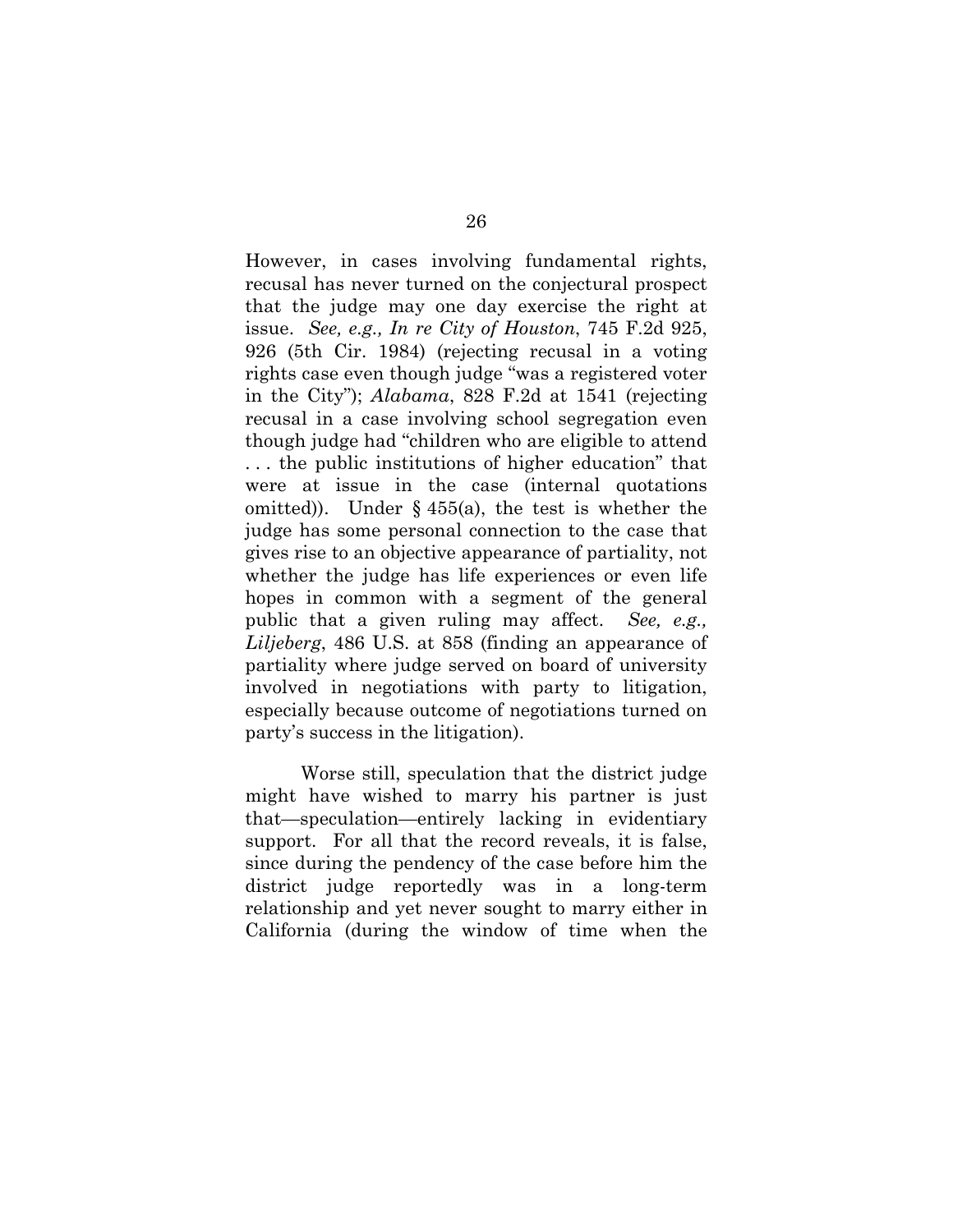However, in cases involving fundamental rights, recusal has never turned on the conjectural prospect that the judge may one day exercise the right at issue. *See, e.g.*, *In re City of Houston*, 745 F.2d 925, 926 (5th Cir. 1984) (rejecting recusal in a voting rights case even though judge "was a registered voter in the City"); *Alabama*, 828 F.2d at 1541 (rejecting recusal in a case involving school segregation even though judge had "children who are eligible to attend . . . the public institutions of higher education" that were at issue in the case (internal quotations omitted)). Under § 455(a), the test is whether the judge has some personal connection to the case that gives rise to an objective appearance of partiality, not whether the judge has life experiences or even life hopes in common with a segment of the general public that a given ruling may affect. *See, e.g.*, *Liljeberg*, 486 U.S. at 858 (finding an appearance of partiality where judge served on board of university involved in negotiations with party to litigation, especially because outcome of negotiations turned on party's success in the litigation).

Worse still, speculation that the district judge might have wished to marry his partner is just that—speculation—entirely lacking in evidentiary support. For all that the record reveals, it is false, since during the pendency of the case before him the district judge reportedly was in a long-term relationship and yet never sought to marry either in California (during the window of time when the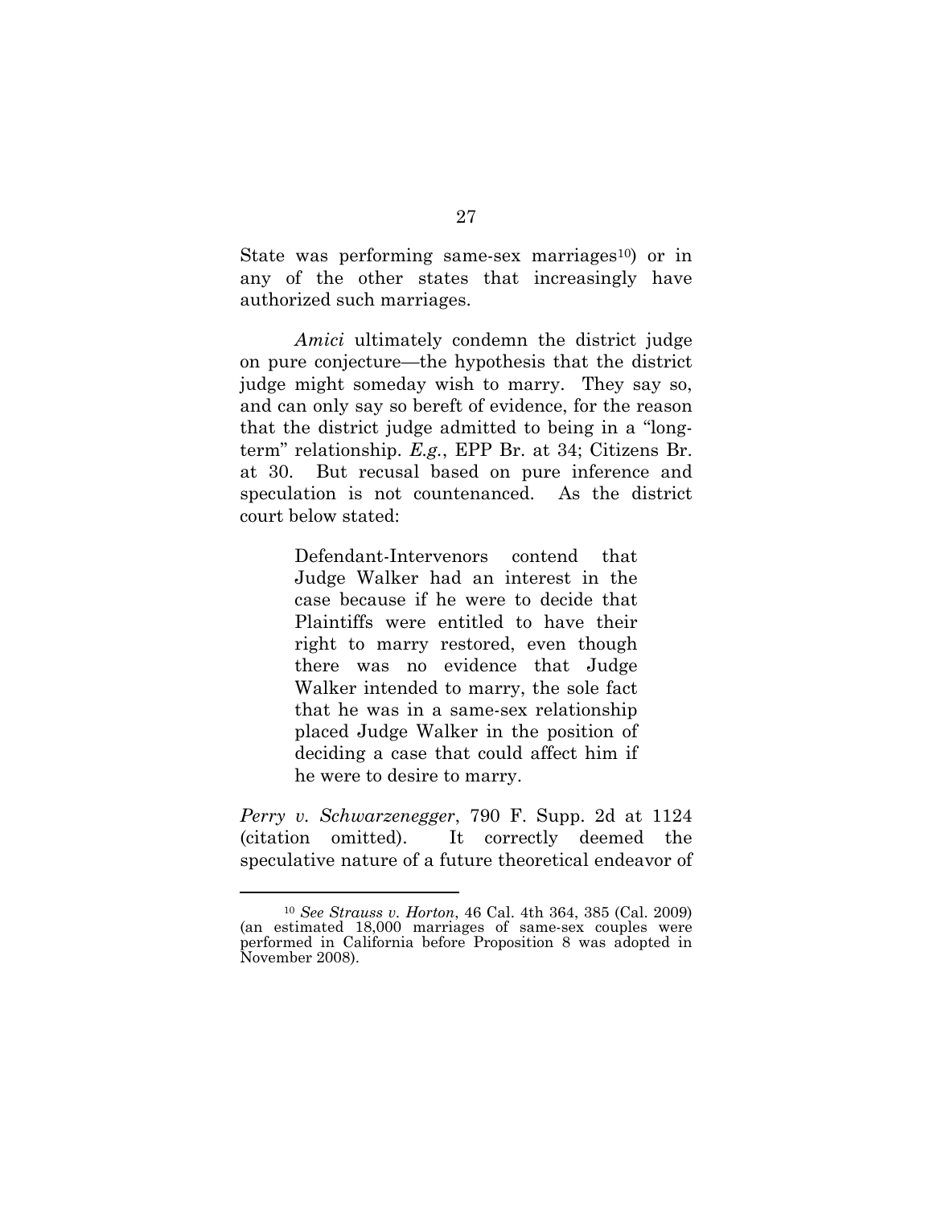State was performing same-sex marriages[10]) or in any of the other states that increasingly have authorized such marriages.

*Amici* ultimately condemn the district judge on pure conjecture—the hypothesis that the district judge might someday wish to marry. They say so, and can only say so bereft of evidence, for the reason that the district judge admitted to being in a "long-term" relationship. *E.g.*, EPP Br. at 34; Citizens Br. at 30. But recusal based on pure inference and speculation is not countenanced. As the district court below stated:

> Defendant-Intervenors contend that Judge Walker had an interest in the case because if he were to decide that Plaintiffs were entitled to have their right to marry restored, even though there was no evidence that Judge Walker intended to marry, the sole fact that he was in a same-sex relationship placed Judge Walker in the position of deciding a case that could affect him if he were to desire to marry.

*Perry v. Schwarzenegger*, 790 F. Supp. 2d at 1124 (citation omitted). It correctly deemed the speculative nature of a future theoretical endeavor of

---

[10] *See Strauss v. Horton*, 46 Cal. 4th 364, 385 (Cal. 2009) (an estimated 18,000 marriages of same-sex couples were performed in California before Proposition 8 was adopted in November 2008).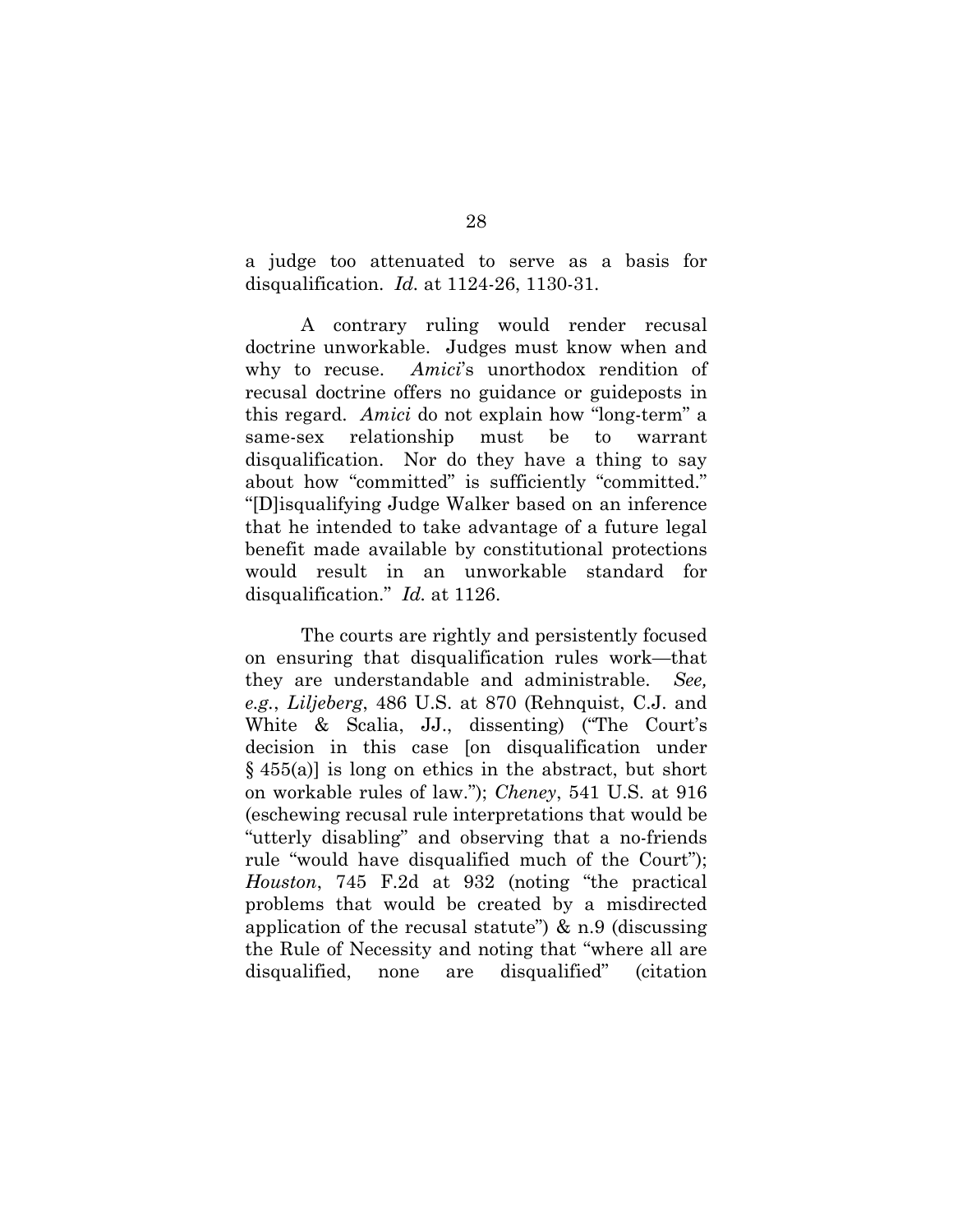a judge too attenuated to serve as a basis for disqualification. *Id.* at 1124-26, 1130-31.

A contrary ruling would render recusal doctrine unworkable. Judges must know when and why to recuse. *Amici*'s unorthodox rendition of recusal doctrine offers no guidance or guideposts in this regard. *Amici* do not explain how "long-term" a same-sex relationship must be to warrant disqualification. Nor do they have a thing to say about how "committed" is sufficiently "committed." "[D]isqualifying Judge Walker based on an inference that he intended to take advantage of a future legal benefit made available by constitutional protections would result in an unworkable standard for disqualification." *Id.* at 1126.

The courts are rightly and persistently focused on ensuring that disqualification rules work—that they are understandable and administrable. *See, e.g.*, *Liljeberg*, 486 U.S. at 870 (Rehnquist, C.J. and White & Scalia, JJ., dissenting) ("The Court's decision in this case [on disqualification under § 455(a)] is long on ethics in the abstract, but short on workable rules of law."); *Cheney*, 541 U.S. at 916 (eschewing recusal rule interpretations that would be "utterly disabling" and observing that a no-friends rule "would have disqualified much of the Court"); *Houston*, 745 F.2d at 932 (noting "the practical problems that would be created by a misdirected application of the recusal statute") & n.9 (discussing the Rule of Necessity and noting that "where all are disqualified, none are disqualified" (citation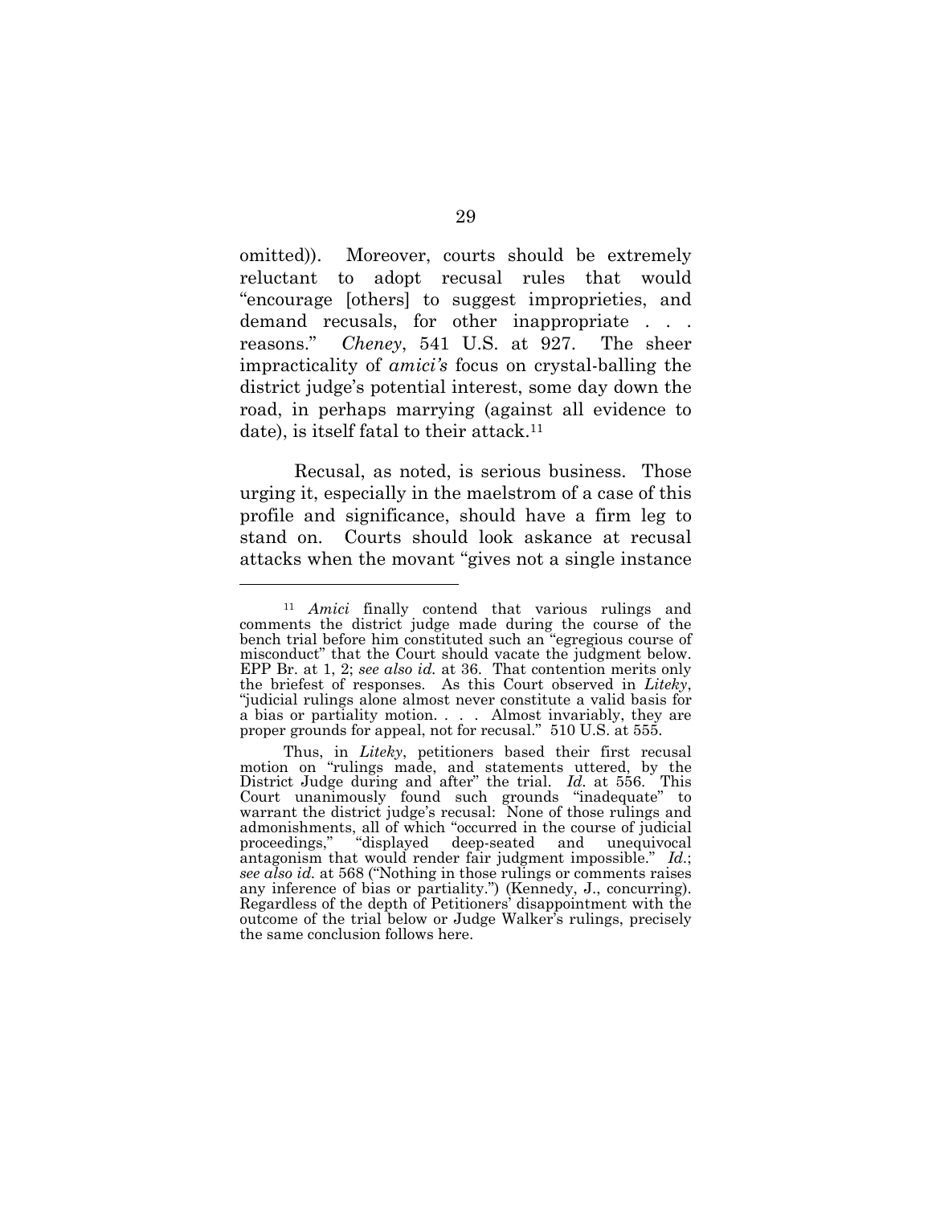omitted)). Moreover, courts should be extremely reluctant to adopt recusal rules that would "encourage [others] to suggest improprieties, and demand recusals, for other inappropriate . . . reasons." *Cheney*, 541 U.S. at 927. The sheer impracticality of *amici's* focus on crystal-balling the district judge's potential interest, some day down the road, in perhaps marrying (against all evidence to date), is itself fatal to their attack.[11]

Recusal, as noted, is serious business. Those urging it, especially in the maelstrom of a case of this profile and significance, should have a firm leg to stand on. Courts should look askance at recusal attacks when the movant "gives not a single instance

---

[11] *Amici* finally contend that various rulings and comments the district judge made during the course of the bench trial before him constituted such an "egregious course of misconduct" that the Court should vacate the judgment below. EPP Br. at 1, 2; *see also id.* at 36. That contention merits only the briefest of responses. As this Court observed in *Liteky*, "judicial rulings alone almost never constitute a valid basis for a bias or partiality motion. . . . Almost invariably, they are proper grounds for appeal, not for recusal." 510 U.S. at 555.

Thus, in *Liteky*, petitioners based their first recusal motion on "rulings made, and statements uttered, by the District Judge during and after" the trial. *Id.* at 556. This Court unanimously found such grounds "inadequate" to warrant the district judge's recusal: None of those rulings and admonishments, all of which "occurred in the course of judicial proceedings," "displayed deep-seated and unequivocal antagonism that would render fair judgment impossible." *Id.*; *see also id.* at 568 ("Nothing in those rulings or comments raises any inference of bias or partiality.") (Kennedy, J., concurring). Regardless of the depth of Petitioners' disappointment with the outcome of the trial below or Judge Walker's rulings, precisely the same conclusion follows here.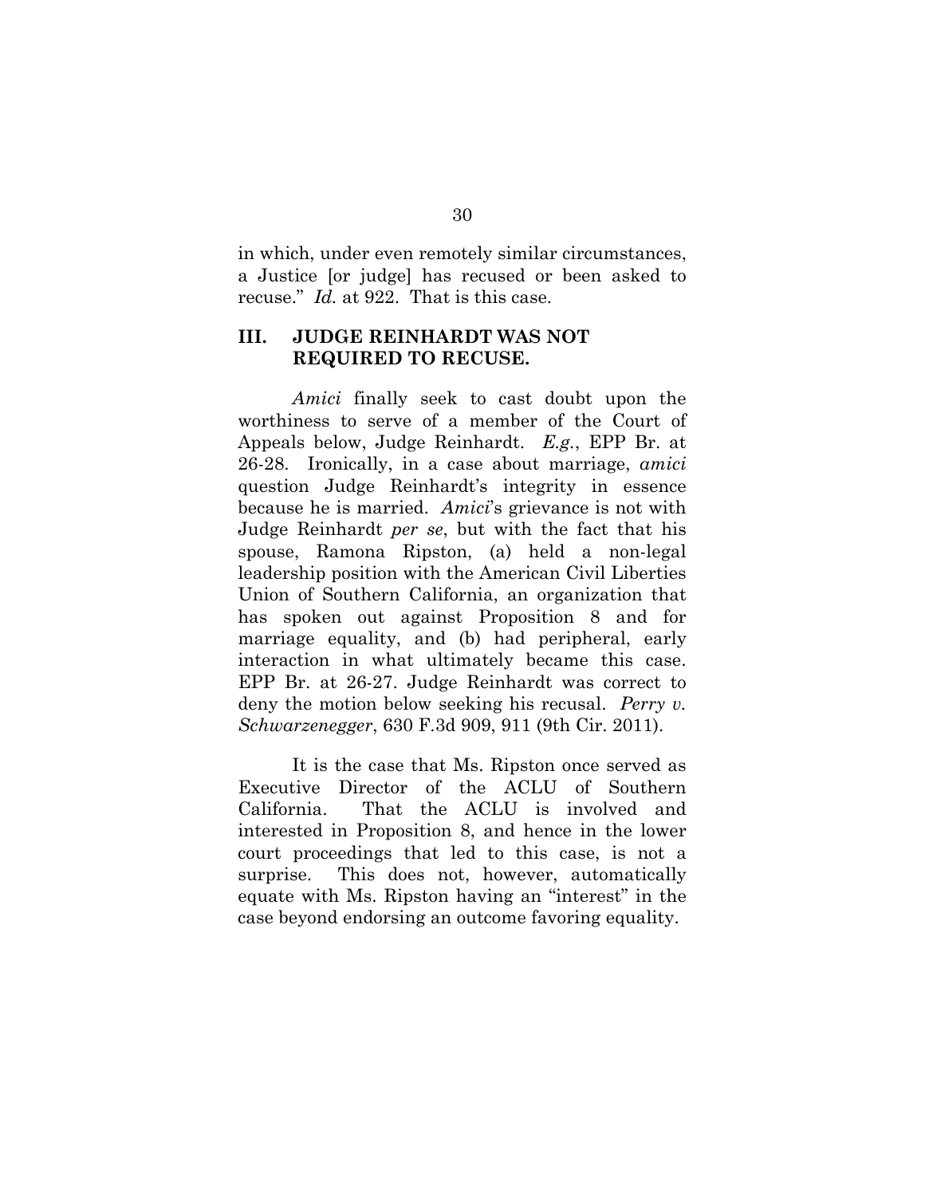in which, under even remotely similar circumstances, a Justice [or judge] has recused or been asked to recuse." *Id.* at 922. That is this case.

## III. JUDGE REINHARDT WAS NOT REQUIRED TO RECUSE.

*Amici* finally seek to cast doubt upon the worthiness to serve of a member of the Court of Appeals below, Judge Reinhardt. *E.g.*, EPP Br. at 26-28. Ironically, in a case about marriage, *amici* question Judge Reinhardt's integrity in essence because he is married. *Amici*'s grievance is not with Judge Reinhardt *per se*, but with the fact that his spouse, Ramona Ripston, (a) held a non-legal leadership position with the American Civil Liberties Union of Southern California, an organization that has spoken out against Proposition 8 and for marriage equality, and (b) had peripheral, early interaction in what ultimately became this case. EPP Br. at 26-27. Judge Reinhardt was correct to deny the motion below seeking his recusal. *Perry v. Schwarzenegger*, 630 F.3d 909, 911 (9th Cir. 2011).

It is the case that Ms. Ripston once served as Executive Director of the ACLU of Southern California. That the ACLU is involved and interested in Proposition 8, and hence in the lower court proceedings that led to this case, is not a surprise. This does not, however, automatically equate with Ms. Ripston having an "interest" in the case beyond endorsing an outcome favoring equality.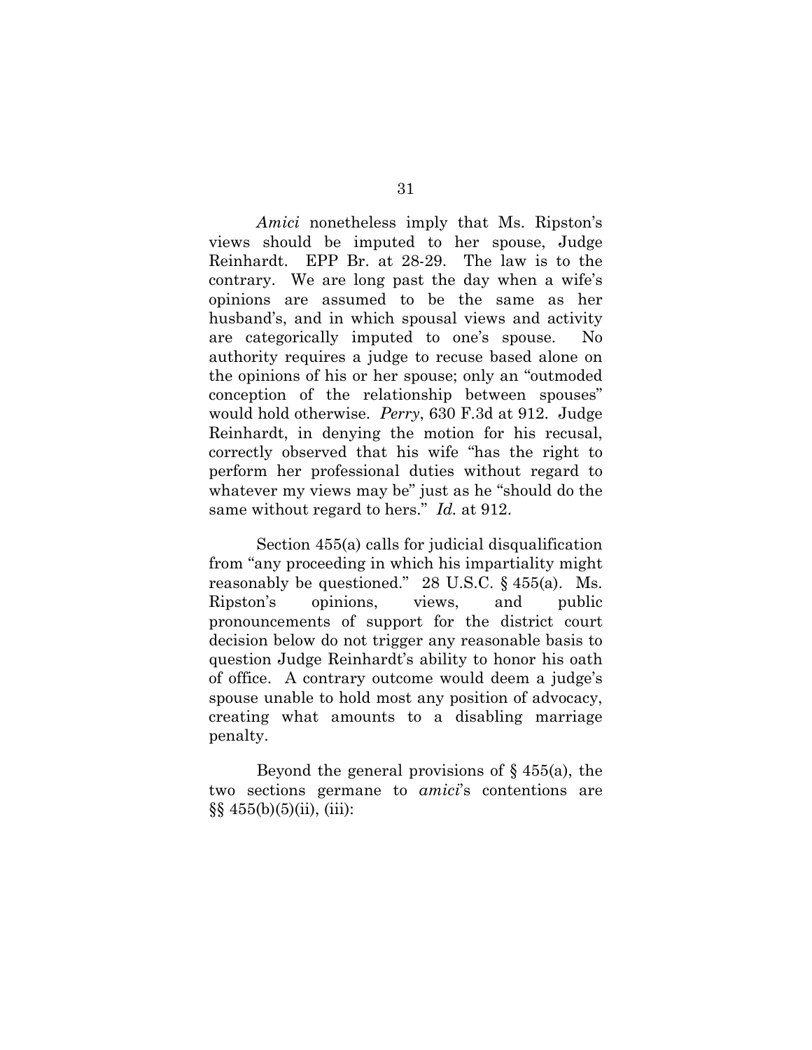*Amici* nonetheless imply that Ms. Ripston's views should be imputed to her spouse, Judge Reinhardt. EPP Br. at 28-29. The law is to the contrary. We are long past the day when a wife's opinions are assumed to be the same as her husband's, and in which spousal views and activity are categorically imputed to one's spouse. No authority requires a judge to recuse based alone on the opinions of his or her spouse; only an "outmoded conception of the relationship between spouses" would hold otherwise. *Perry*, 630 F.3d at 912. Judge Reinhardt, in denying the motion for his recusal, correctly observed that his wife "has the right to perform her professional duties without regard to whatever my views may be" just as he "should do the same without regard to hers." *Id.* at 912.

Section 455(a) calls for judicial disqualification from "any proceeding in which his impartiality might reasonably be questioned." 28 U.S.C. § 455(a). Ms. Ripston's opinions, views, and public pronouncements of support for the district court decision below do not trigger any reasonable basis to question Judge Reinhardt's ability to honor his oath of office. A contrary outcome would deem a judge's spouse unable to hold most any position of advocacy, creating what amounts to a disabling marriage penalty.

Beyond the general provisions of § 455(a), the two sections germane to *amici*'s contentions are §§ 455(b)(5)(ii), (iii):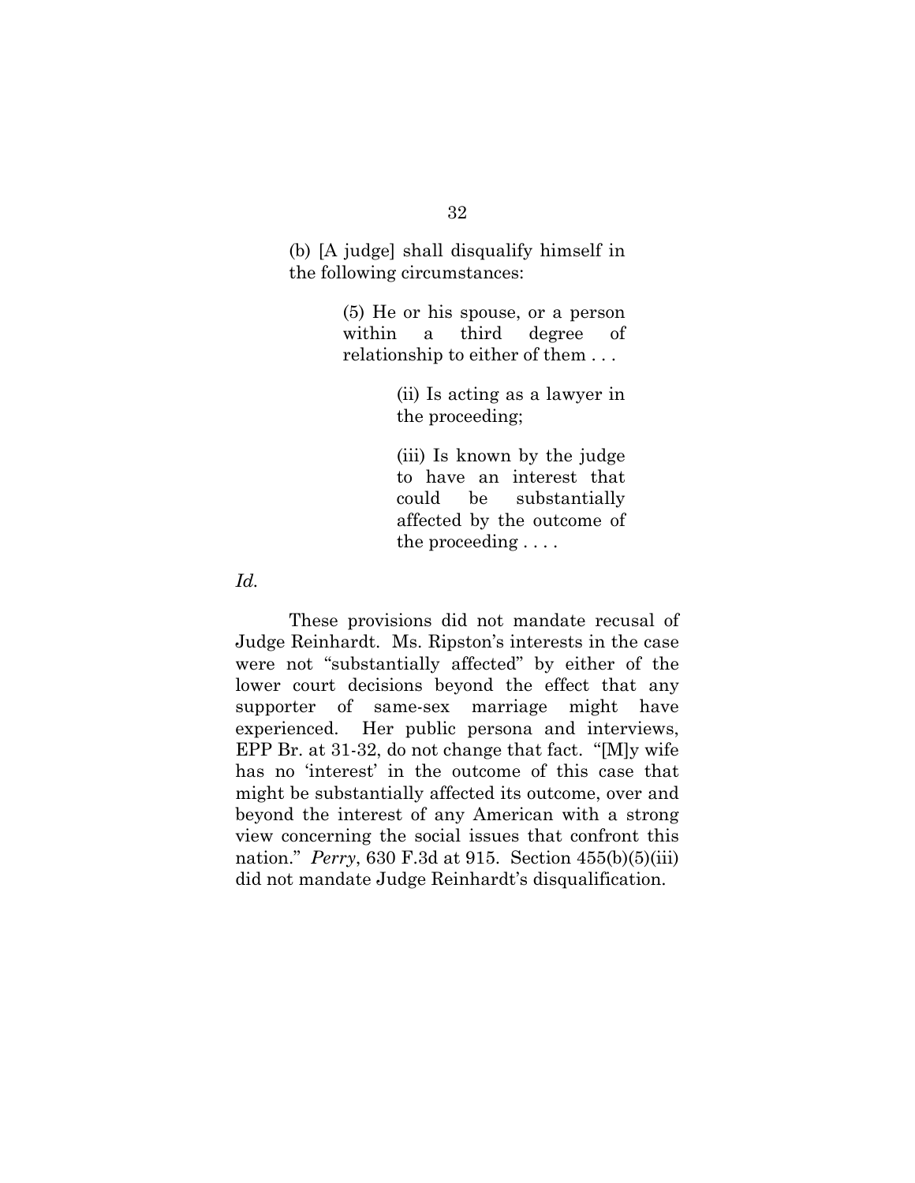> (b) [A judge] shall disqualify himself in the following circumstances:
>
> > (5) He or his spouse, or a person within a third degree of relationship to either of them . . .
> >
> > > (ii) Is acting as a lawyer in the proceeding;
> > >
> > > (iii) Is known by the judge to have an interest that could be substantially affected by the outcome of the proceeding . . . .

*Id.*

These provisions did not mandate recusal of Judge Reinhardt. Ms. Ripston's interests in the case were not "substantially affected" by either of the lower court decisions beyond the effect that any supporter of same-sex marriage might have experienced. Her public persona and interviews, EPP Br. at 31-32, do not change that fact. "[M]y wife has no 'interest' in the outcome of this case that might be substantially affected its outcome, over and beyond the interest of any American with a strong view concerning the social issues that confront this nation." *Perry*, 630 F.3d at 915. Section 455(b)(5)(iii) did not mandate Judge Reinhardt's disqualification.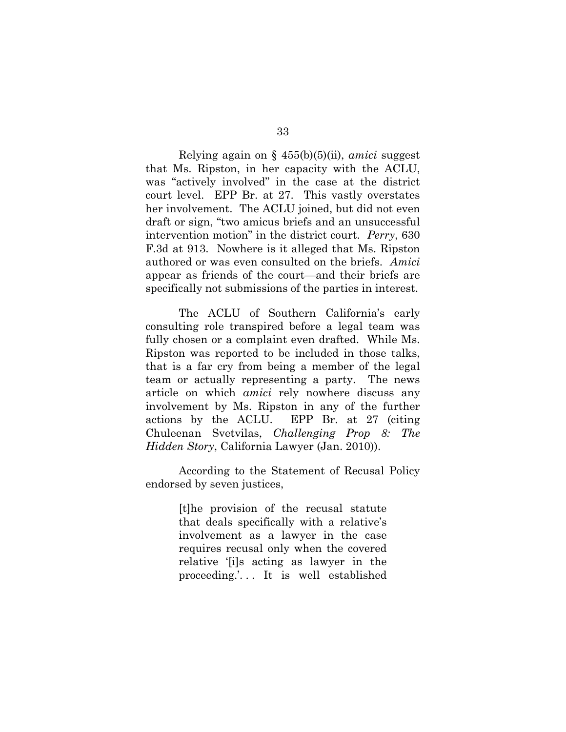Relying again on § 455(b)(5)(ii), *amici* suggest that Ms. Ripston, in her capacity with the ACLU, was "actively involved" in the case at the district court level. EPP Br. at 27. This vastly overstates her involvement. The ACLU joined, but did not even draft or sign, "two amicus briefs and an unsuccessful intervention motion" in the district court. *Perry*, 630 F.3d at 913. Nowhere is it alleged that Ms. Ripston authored or was even consulted on the briefs. *Amici* appear as friends of the court—and their briefs are specifically not submissions of the parties in interest.

The ACLU of Southern California's early consulting role transpired before a legal team was fully chosen or a complaint even drafted. While Ms. Ripston was reported to be included in those talks, that is a far cry from being a member of the legal team or actually representing a party. The news article on which *amici* rely nowhere discuss any involvement by Ms. Ripston in any of the further actions by the ACLU. EPP Br. at 27 (citing Chuleenan Svetvilas, *Challenging Prop 8: The Hidden Story*, California Lawyer (Jan. 2010)).

According to the Statement of Recusal Policy endorsed by seven justices,

> [t]he provision of the recusal statute that deals specifically with a relative's involvement as a lawyer in the case requires recusal only when the covered relative '[i]s acting as lawyer in the proceeding.'. . . It is well established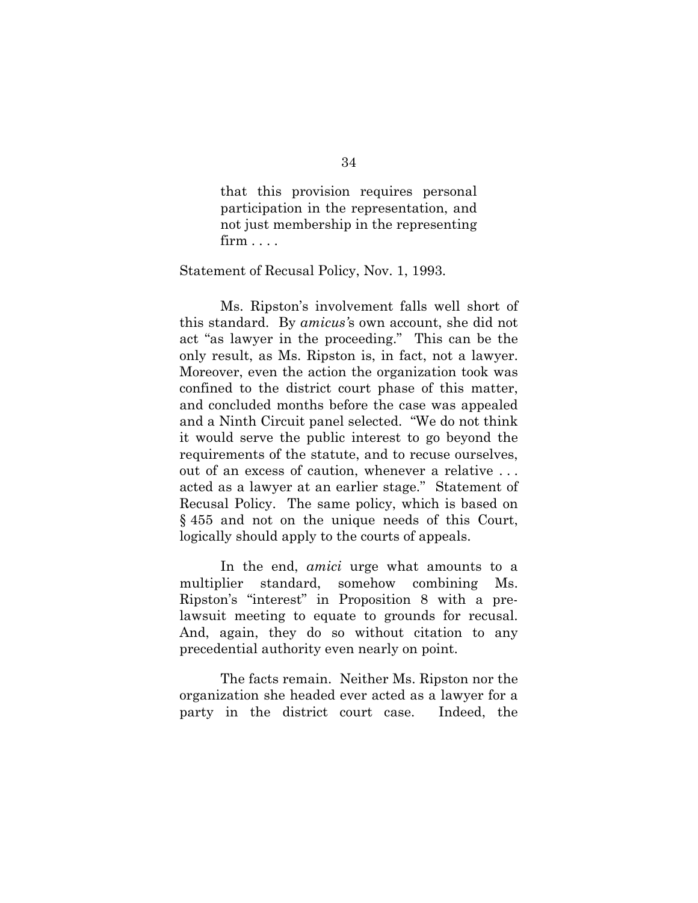> that this provision requires personal participation in the representation, and not just membership in the representing firm . . . .

Statement of Recusal Policy, Nov. 1, 1993.

Ms. Ripston's involvement falls well short of this standard. By *amicus's* own account, she did not act "as lawyer in the proceeding." This can be the only result, as Ms. Ripston is, in fact, not a lawyer. Moreover, even the action the organization took was confined to the district court phase of this matter, and concluded months before the case was appealed and a Ninth Circuit panel selected. "We do not think it would serve the public interest to go beyond the requirements of the statute, and to recuse ourselves, out of an excess of caution, whenever a relative . . . acted as a lawyer at an earlier stage." Statement of Recusal Policy. The same policy, which is based on § 455 and not on the unique needs of this Court, logically should apply to the courts of appeals.

In the end, *amici* urge what amounts to a multiplier standard, somehow combining Ms. Ripston's "interest" in Proposition 8 with a pre-lawsuit meeting to equate to grounds for recusal. And, again, they do so without citation to any precedential authority even nearly on point.

The facts remain. Neither Ms. Ripston nor the organization she headed ever acted as a lawyer for a party in the district court case. Indeed, the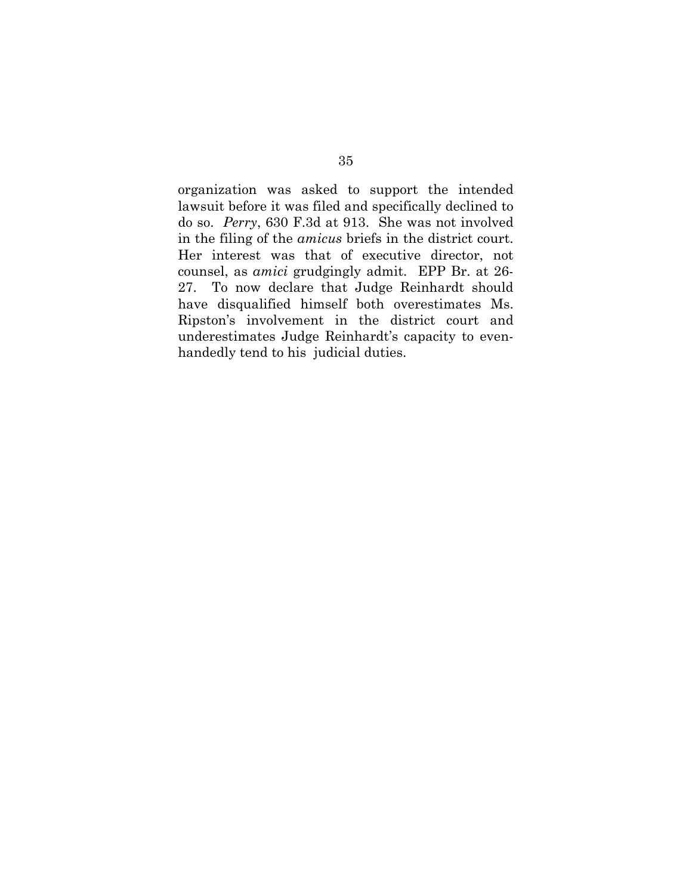organization was asked to support the intended lawsuit before it was filed and specifically declined to do so. *Perry*, 630 F.3d at 913. She was not involved in the filing of the *amicus* briefs in the district court. Her interest was that of executive director, not counsel, as *amici* grudgingly admit. EPP Br. at 26-27. To now declare that Judge Reinhardt should have disqualified himself both overestimates Ms. Ripston's involvement in the district court and underestimates Judge Reinhardt's capacity to even-handedly tend to his judicial duties.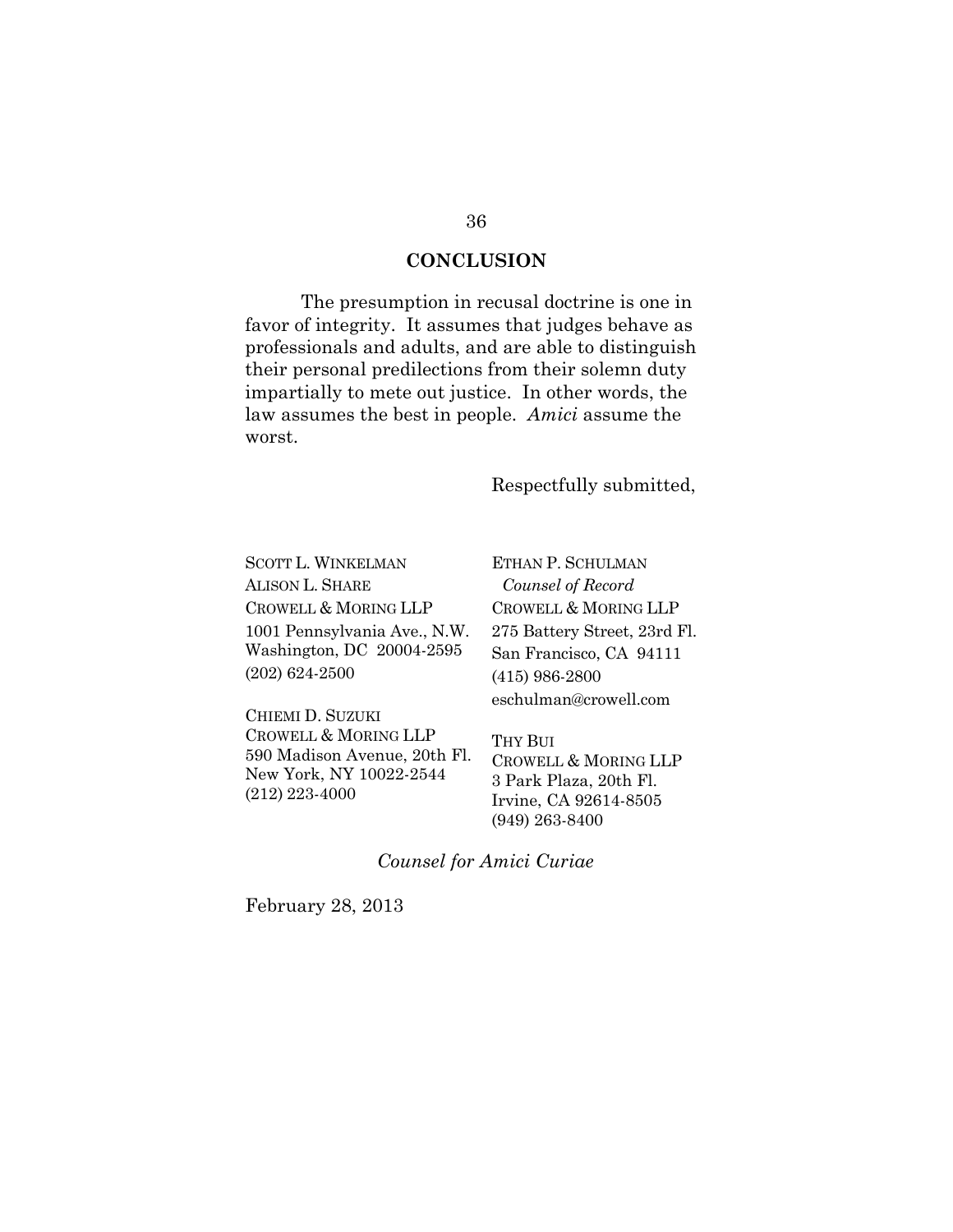## CONCLUSION

The presumption in recusal doctrine is one in favor of integrity. It assumes that judges behave as professionals and adults, and are able to distinguish their personal predilections from their solemn duty impartially to mete out justice. In other words, the law assumes the best in people. *Amici* assume the worst.

Respectfully submitted,

SCOTT L. WINKELMAN
ALISON L. SHARE
CROWELL & MORING LLP
1001 Pennsylvania Ave., N.W.
Washington, DC 20004-2595
(202) 624-2500

CHIEMI D. SUZUKI
CROWELL & MORING LLP
590 Madison Avenue, 20th Fl.
New York, NY 10022-2544
(212) 223-4000

ETHAN P. SCHULMAN
*Counsel of Record*
CROWELL & MORING LLP
275 Battery Street, 23rd Fl.
San Francisco, CA 94111
(415) 986-2800
eschulman@crowell.com

THY BUI
CROWELL & MORING LLP
3 Park Plaza, 20th Fl.
Irvine, CA 92614-8505
(949) 263-8400

*Counsel for Amici Curiae*

February 28, 2013